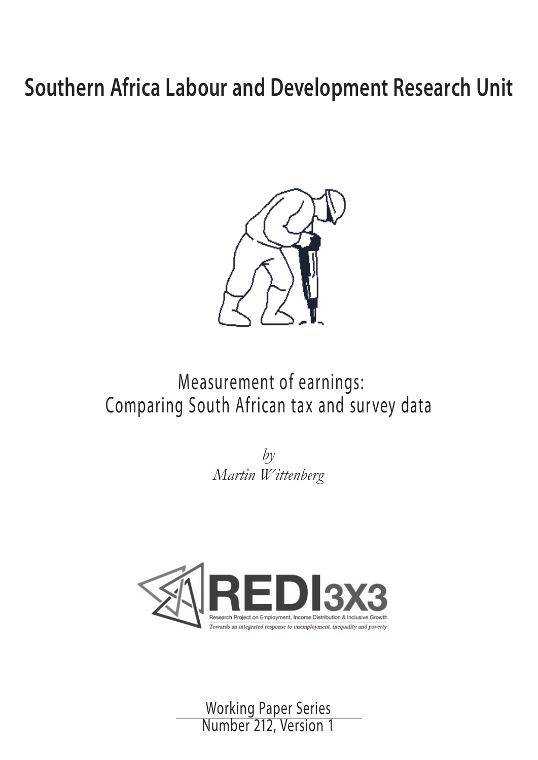# Southern Africa Labour and Development Research Unit

Measurement of earnings:
Comparing South African tax and survey data

*by*
*Martin Wittenberg*

REDI3X3
Research Project on Employment, Income Distribution & Inclusive Growth
*Towards an integrated response to unemployment, inequality and poverty*

Working Paper Series
Number 212, Version 1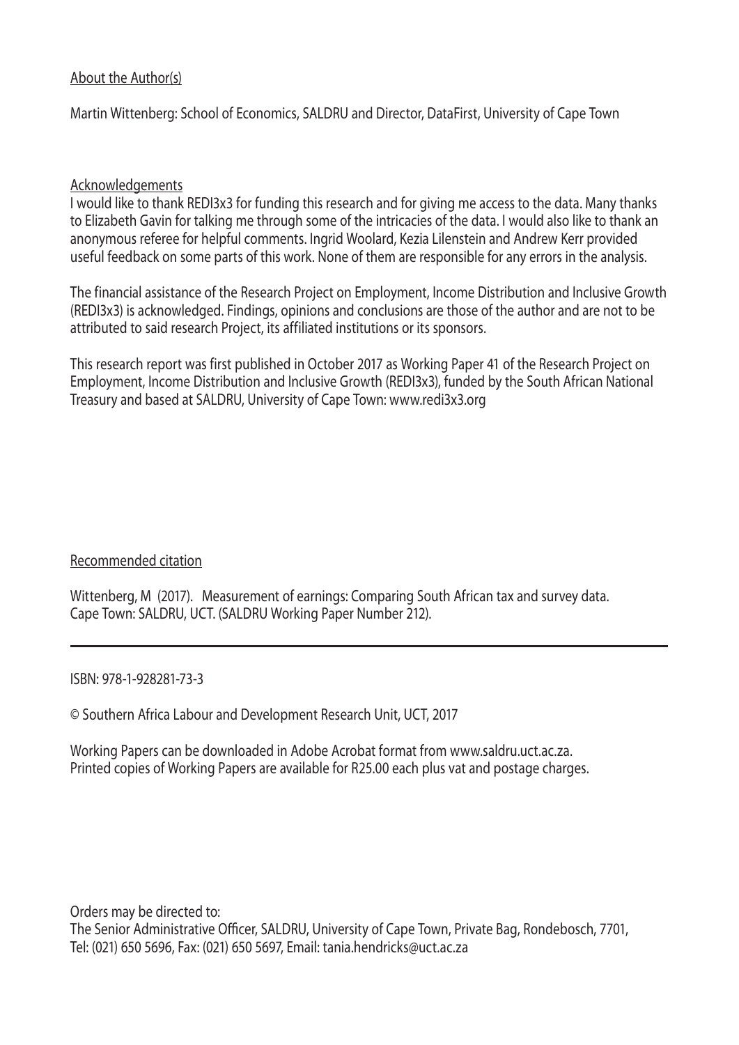About the Author(s)

Martin Wittenberg: School of Economics, SALDRU and Director, DataFirst, University of Cape Town

Acknowledgements

I would like to thank REDI3x3 for funding this research and for giving me access to the data. Many thanks to Elizabeth Gavin for talking me through some of the intricacies of the data. I would also like to thank an anonymous referee for helpful comments. Ingrid Woolard, Kezia Lilenstein and Andrew Kerr provided useful feedback on some parts of this work. None of them are responsible for any errors in the analysis.

The financial assistance of the Research Project on Employment, Income Distribution and Inclusive Growth (REDI3x3) is acknowledged. Findings, opinions and conclusions are those of the author and are not to be attributed to said research Project, its affiliated institutions or its sponsors.

This research report was first published in October 2017 as Working Paper 41 of the Research Project on Employment, Income Distribution and Inclusive Growth (REDI3x3), funded by the South African National Treasury and based at SALDRU, University of Cape Town: www.redi3x3.org

Recommended citation

Wittenberg, M (2017). Measurement of earnings: Comparing South African tax and survey data. Cape Town: SALDRU, UCT. (SALDRU Working Paper Number 212).

---

ISBN: 978-1-928281-73-3

© Southern Africa Labour and Development Research Unit, UCT, 2017

Working Papers can be downloaded in Adobe Acrobat format from www.saldru.uct.ac.za.
Printed copies of Working Papers are available for R25.00 each plus vat and postage charges.

Orders may be directed to:
The Senior Administrative Officer, SALDRU, University of Cape Town, Private Bag, Rondebosch, 7701,
Tel: (021) 650 5696, Fax: (021) 650 5697, Email: tania.hendricks@uct.ac.za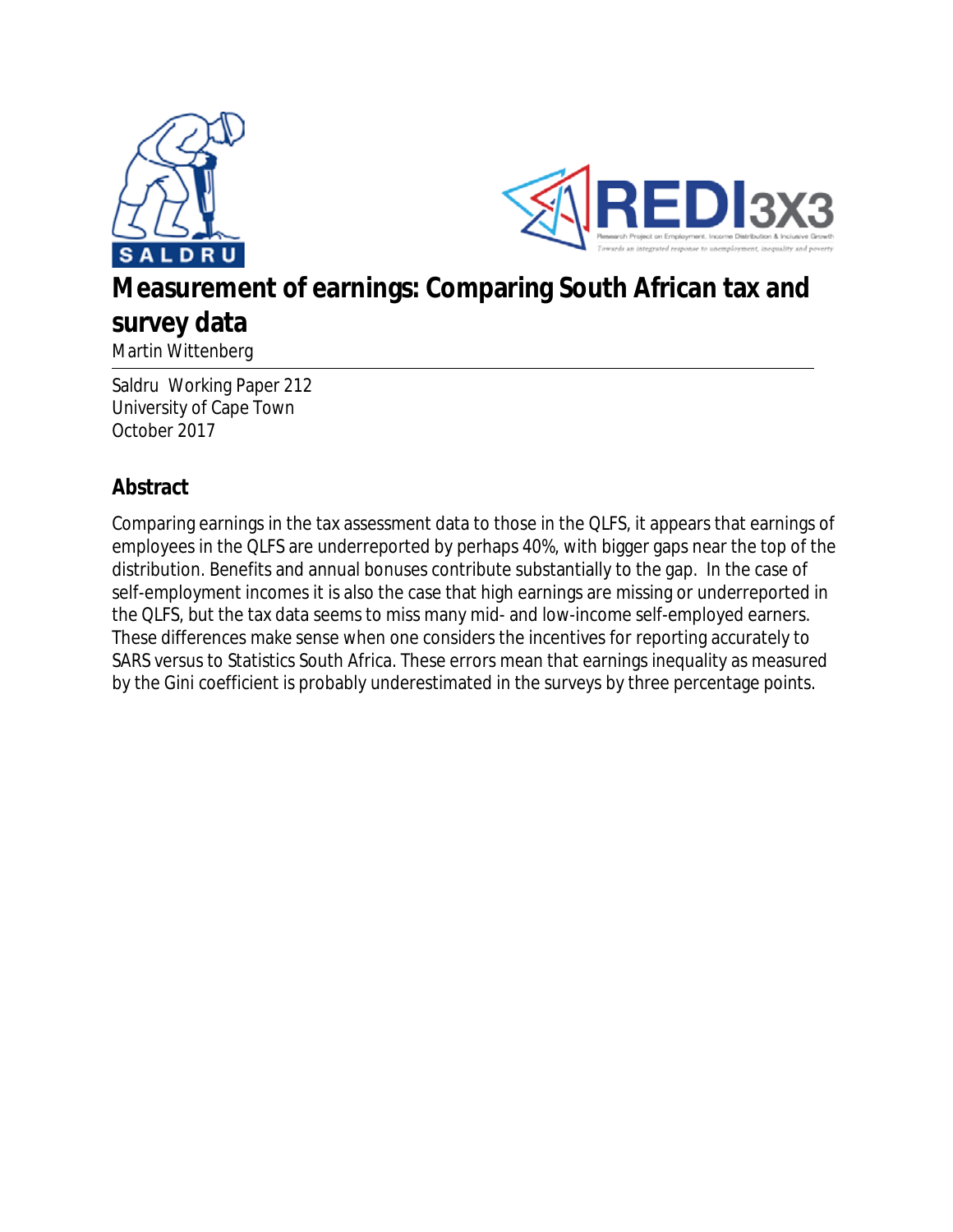# Measurement of earnings: Comparing South African tax and survey data

Martin Wittenberg

Saldru Working Paper 212
University of Cape Town
October 2017

## Abstract

Comparing earnings in the tax assessment data to those in the QLFS, it appears that earnings of employees in the QLFS are underreported by perhaps 40%, with bigger gaps near the top of the distribution. Benefits and annual bonuses contribute substantially to the gap. In the case of self-employment incomes it is also the case that high earnings are missing or underreported in the QLFS, but the tax data seems to miss many mid- and low-income self-employed earners. These differences make sense when one considers the incentives for reporting accurately to SARS versus to Statistics South Africa. These errors mean that earnings inequality as measured by the Gini coefficient is probably underestimated in the surveys by three percentage points.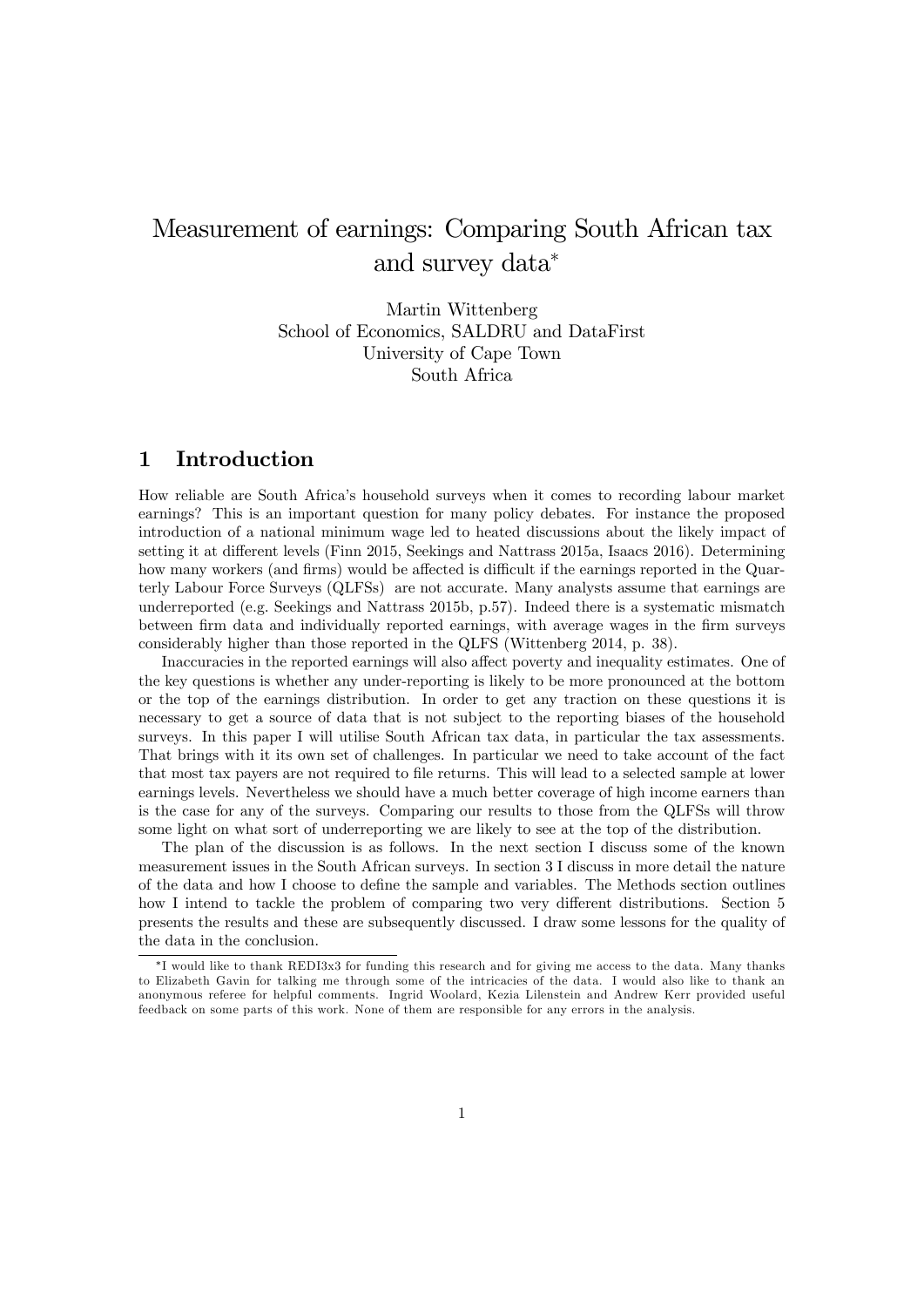# Measurement of earnings: Comparing South African tax and survey data*

Martin Wittenberg
School of Economics, SALDRU and DataFirst
University of Cape Town
South Africa

## 1 Introduction

How reliable are South Africa's household surveys when it comes to recording labour market earnings? This is an important question for many policy debates. For instance the proposed introduction of a national minimum wage led to heated discussions about the likely impact of setting it at different levels (Finn 2015, Seekings and Nattrass 2015a, Isaacs 2016). Determining how many workers (and firms) would be affected is difficult if the earnings reported in the Quarterly Labour Force Surveys (QLFSs) are not accurate. Many analysts assume that earnings are underreported (e.g. Seekings and Nattrass 2015b, p.57). Indeed there is a systematic mismatch between firm data and individually reported earnings, with average wages in the firm surveys considerably higher than those reported in the QLFS (Wittenberg 2014, p. 38).

Inaccuracies in the reported earnings will also affect poverty and inequality estimates. One of the key questions is whether any under-reporting is likely to be more pronounced at the bottom or the top of the earnings distribution. In order to get any traction on these questions it is necessary to get a source of data that is not subject to the reporting biases of the household surveys. In this paper I will utilise South African tax data, in particular the tax assessments. That brings with it its own set of challenges. In particular we need to take account of the fact that most tax payers are not required to file returns. This will lead to a selected sample at lower earnings levels. Nevertheless we should have a much better coverage of high income earners than is the case for any of the surveys. Comparing our results to those from the QLFSs will throw some light on what sort of underreporting we are likely to see at the top of the distribution.

The plan of the discussion is as follows. In the next section I discuss some of the known measurement issues in the South African surveys. In section 3 I discuss in more detail the nature of the data and how I choose to define the sample and variables. The Methods section outlines how I intend to tackle the problem of comparing two very different distributions. Section 5 presents the results and these are subsequently discussed. I draw some lessons for the quality of the data in the conclusion.

*I would like to thank REDI3x3 for funding this research and for giving me access to the data. Many thanks to Elizabeth Gavin for talking me through some of the intricacies of the data. I would also like to thank an anonymous referee for helpful comments. Ingrid Woolard, Kezia Lilenstein and Andrew Kerr provided useful feedback on some parts of this work. None of them are responsible for any errors in the analysis.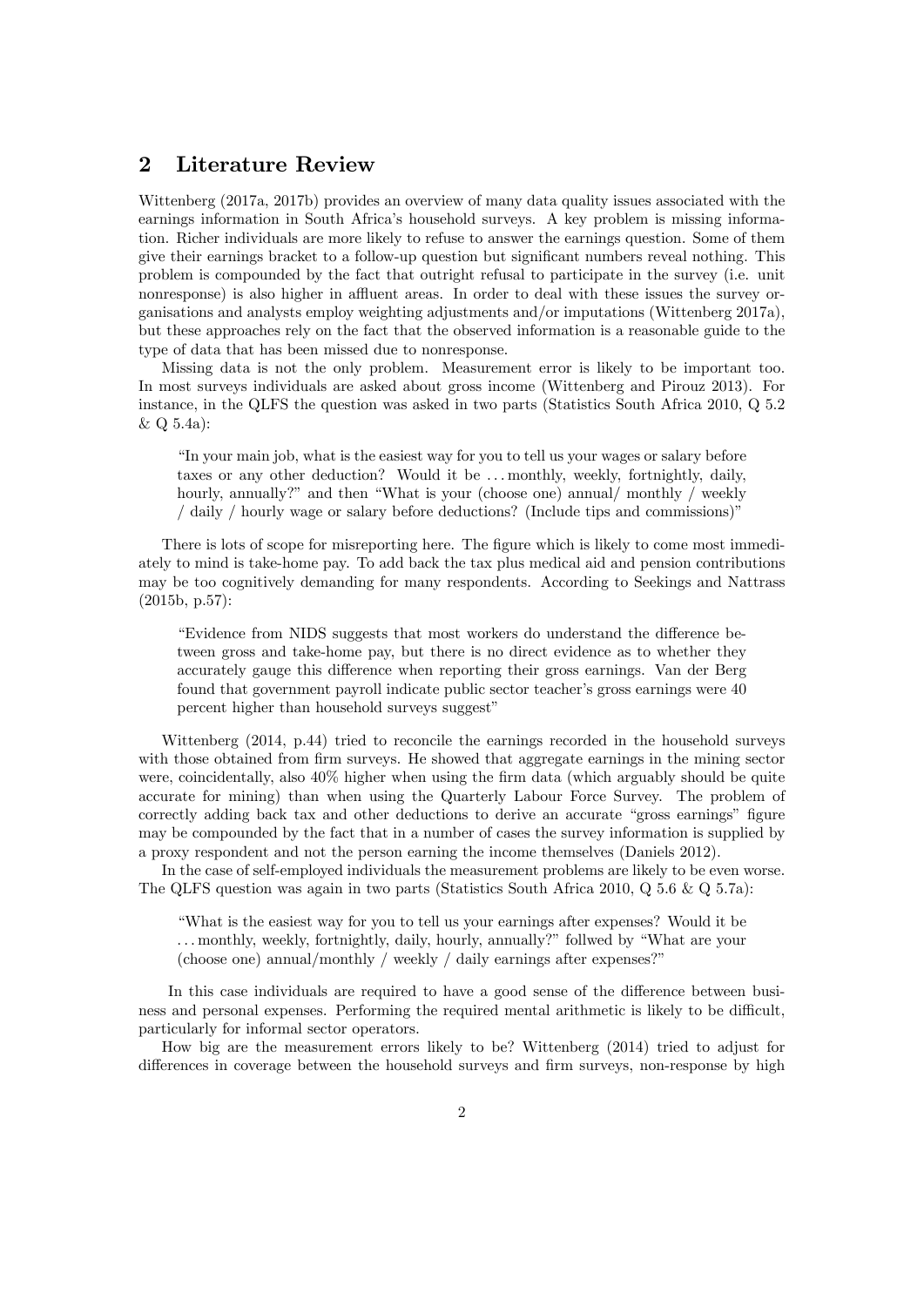## 2 Literature Review

Wittenberg (2017a, 2017b) provides an overview of many data quality issues associated with the earnings information in South Africa's household surveys. A key problem is missing information. Richer individuals are more likely to refuse to answer the earnings question. Some of them give their earnings bracket to a follow-up question but significant numbers reveal nothing. This problem is compounded by the fact that outright refusal to participate in the survey (i.e. unit nonresponse) is also higher in affluent areas. In order to deal with these issues the survey organisations and analysts employ weighting adjustments and/or imputations (Wittenberg 2017a), but these approaches rely on the fact that the observed information is a reasonable guide to the type of data that has been missed due to nonresponse.

Missing data is not the only problem. Measurement error is likely to be important too. In most surveys individuals are asked about gross income (Wittenberg and Pirouz 2013). For instance, in the QLFS the question was asked in two parts (Statistics South Africa 2010, Q 5.2 & Q 5.4a):

> "In your main job, what is the easiest way for you to tell us your wages or salary before taxes or any other deduction? Would it be ... monthly, weekly, fortnightly, daily, hourly, annually?" and then "What is your (choose one) annual/ monthly / weekly / daily / hourly wage or salary before deductions? (Include tips and commissions)"

There is lots of scope for misreporting here. The figure which is likely to come most immediately to mind is take-home pay. To add back the tax plus medical aid and pension contributions may be too cognitively demanding for many respondents. According to Seekings and Nattrass (2015b, p.57):

> "Evidence from NIDS suggests that most workers do understand the difference between gross and take-home pay, but there is no direct evidence as to whether they accurately gauge this difference when reporting their gross earnings. Van der Berg found that government payroll indicate public sector teacher's gross earnings were 40 percent higher than household surveys suggest"

Wittenberg (2014, p.44) tried to reconcile the earnings recorded in the household surveys with those obtained from firm surveys. He showed that aggregate earnings in the mining sector were, coincidentally, also 40% higher when using the firm data (which arguably should be quite accurate for mining) than when using the Quarterly Labour Force Survey. The problem of correctly adding back tax and other deductions to derive an accurate "gross earnings" figure may be compounded by the fact that in a number of cases the survey information is supplied by a proxy respondent and not the person earning the income themselves (Daniels 2012).

In the case of self-employed individuals the measurement problems are likely to be even worse. The QLFS question was again in two parts (Statistics South Africa 2010, Q 5.6 & Q 5.7a):

> "What is the easiest way for you to tell us your earnings after expenses? Would it be ... monthly, weekly, fortnightly, daily, hourly, annually?" follwed by "What are your (choose one) annual/monthly / weekly / daily earnings after expenses?"

In this case individuals are required to have a good sense of the difference between business and personal expenses. Performing the required mental arithmetic is likely to be difficult, particularly for informal sector operators.

How big are the measurement errors likely to be? Wittenberg (2014) tried to adjust for differences in coverage between the household surveys and firm surveys, non-response by high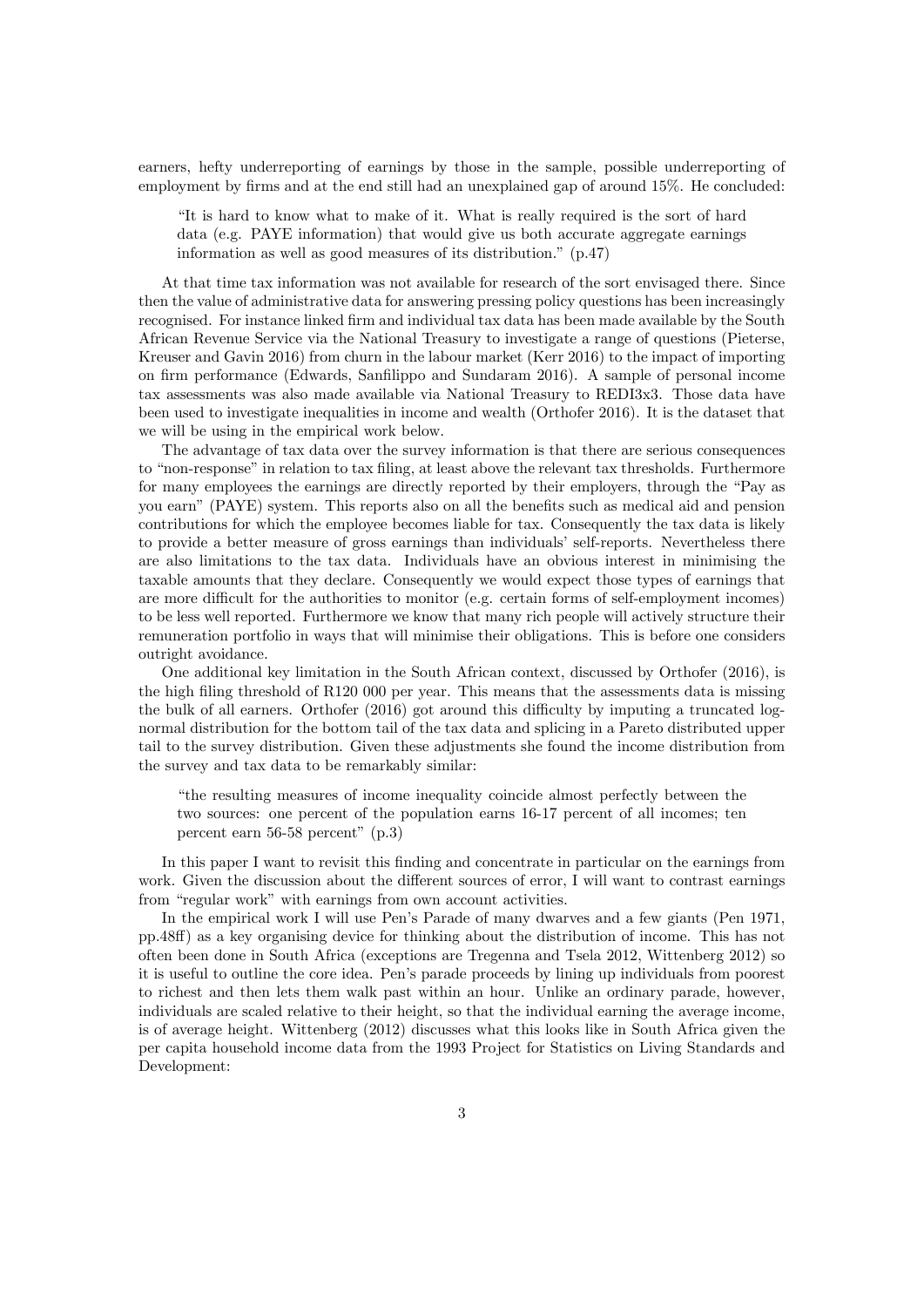earners, hefty underreporting of earnings by those in the sample, possible underreporting of employment by firms and at the end still had an unexplained gap of around 15%. He concluded:

> "It is hard to know what to make of it. What is really required is the sort of hard data (e.g. PAYE information) that would give us both accurate aggregate earnings information as well as good measures of its distribution." (p.47)

At that time tax information was not available for research of the sort envisaged there. Since then the value of administrative data for answering pressing policy questions has been increasingly recognised. For instance linked firm and individual tax data has been made available by the South African Revenue Service via the National Treasury to investigate a range of questions (Pieterse, Kreuser and Gavin 2016) from churn in the labour market (Kerr 2016) to the impact of importing on firm performance (Edwards, Sanfilippo and Sundaram 2016). A sample of personal income tax assessments was also made available via National Treasury to REDI3x3. Those data have been used to investigate inequalities in income and wealth (Orthofer 2016). It is the dataset that we will be using in the empirical work below.

The advantage of tax data over the survey information is that there are serious consequences to "non-response" in relation to tax filing, at least above the relevant tax thresholds. Furthermore for many employees the earnings are directly reported by their employers, through the "Pay as you earn" (PAYE) system. This reports also on all the benefits such as medical aid and pension contributions for which the employee becomes liable for tax. Consequently the tax data is likely to provide a better measure of gross earnings than individuals' self-reports. Nevertheless there are also limitations to the tax data. Individuals have an obvious interest in minimising the taxable amounts that they declare. Consequently we would expect those types of earnings that are more difficult for the authorities to monitor (e.g. certain forms of self-employment incomes) to be less well reported. Furthermore we know that many rich people will actively structure their remuneration portfolio in ways that will minimise their obligations. This is before one considers outright avoidance.

One additional key limitation in the South African context, discussed by Orthofer (2016), is the high filing threshold of R120 000 per year. This means that the assessments data is missing the bulk of all earners. Orthofer (2016) got around this difficulty by imputing a truncated log-normal distribution for the bottom tail of the tax data and splicing in a Pareto distributed upper tail to the survey distribution. Given these adjustments she found the income distribution from the survey and tax data to be remarkably similar:

> "the resulting measures of income inequality coincide almost perfectly between the two sources: one percent of the population earns 16-17 percent of all incomes; ten percent earn 56-58 percent" (p.3)

In this paper I want to revisit this finding and concentrate in particular on the earnings from work. Given the discussion about the different sources of error, I will want to contrast earnings from "regular work" with earnings from own account activities.

In the empirical work I will use Pen's Parade of many dwarves and a few giants (Pen 1971, pp.48ff) as a key organising device for thinking about the distribution of income. This has not often been done in South Africa (exceptions are Tregenna and Tsela 2012, Wittenberg 2012) so it is useful to outline the core idea. Pen's parade proceeds by lining up individuals from poorest to richest and then lets them walk past within an hour. Unlike an ordinary parade, however, individuals are scaled relative to their height, so that the individual earning the average income, is of average height. Wittenberg (2012) discusses what this looks like in South Africa given the per capita household income data from the 1993 Project for Statistics on Living Standards and Development: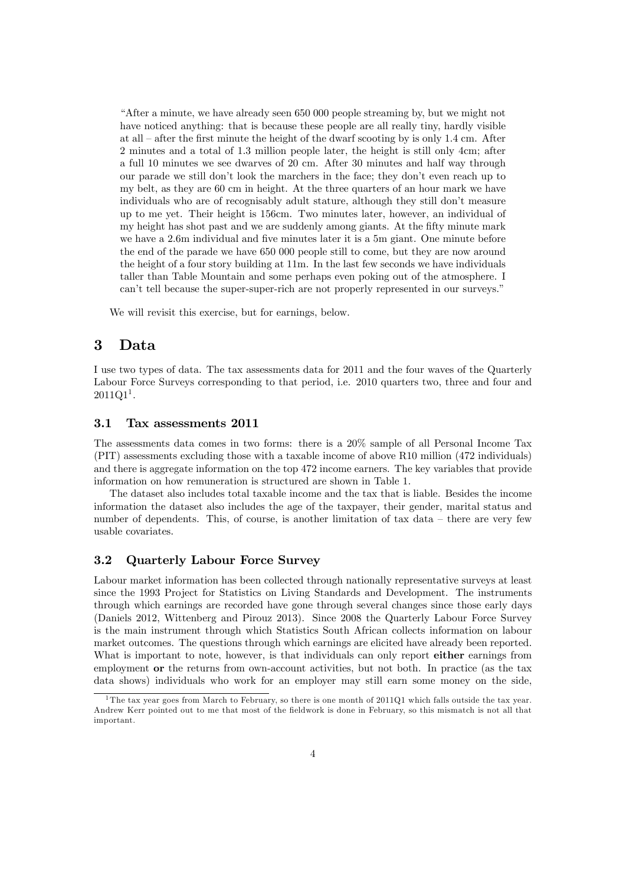> "After a minute, we have already seen 650 000 people streaming by, but we might not have noticed anything: that is because these people are all really tiny, hardly visible at all – after the first minute the height of the dwarf scooting by is only 1.4 cm. After 2 minutes and a total of 1.3 million people later, the height is still only 4cm; after a full 10 minutes we see dwarves of 20 cm. After 30 minutes and half way through our parade we still don't look the marchers in the face; they don't even reach up to my belt, as they are 60 cm in height. At the three quarters of an hour mark we have individuals who are of recognisably adult stature, although they still don't measure up to me yet. Their height is 156cm. Two minutes later, however, an individual of my height has shot past and we are suddenly among giants. At the fifty minute mark we have a 2.6m individual and five minutes later it is a 5m giant. One minute before the end of the parade we have 650 000 people still to come, but they are now around the height of a four story building at 11m. In the last few seconds we have individuals taller than Table Mountain and some perhaps even poking out of the atmosphere. I can't tell because the super-super-rich are not properly represented in our surveys."

We will revisit this exercise, but for earnings, below.

# 3 Data

I use two types of data. The tax assessments data for 2011 and the four waves of the Quarterly Labour Force Surveys corresponding to that period, i.e. 2010 quarters two, three and four and 2011Q1[1].

## 3.1 Tax assessments 2011

The assessments data comes in two forms: there is a 20% sample of all Personal Income Tax (PIT) assessments excluding those with a taxable income of above R10 million (472 individuals) and there is aggregate information on the top 472 income earners. The key variables that provide information on how remuneration is structured are shown in Table 1.

The dataset also includes total taxable income and the tax that is liable. Besides the income information the dataset also includes the age of the taxpayer, their gender, marital status and number of dependents. This, of course, is another limitation of tax data – there are very few usable covariates.

## 3.2 Quarterly Labour Force Survey

Labour market information has been collected through nationally representative surveys at least since the 1993 Project for Statistics on Living Standards and Development. The instruments through which earnings are recorded have gone through several changes since those early days (Daniels 2012, Wittenberg and Pirouz 2013). Since 2008 the Quarterly Labour Force Survey is the main instrument through which Statistics South African collects information on labour market outcomes. The questions through which earnings are elicited have already been reported. What is important to note, however, is that individuals can only report **either** earnings from employment **or** the returns from own-account activities, but not both. In practice (as the tax data shows) individuals who work for an employer may still earn some money on the side,

[1] The tax year goes from March to February, so there is one month of 2011Q1 which falls outside the tax year. Andrew Kerr pointed out to me that most of the fieldwork is done in February, so this mismatch is not all that important.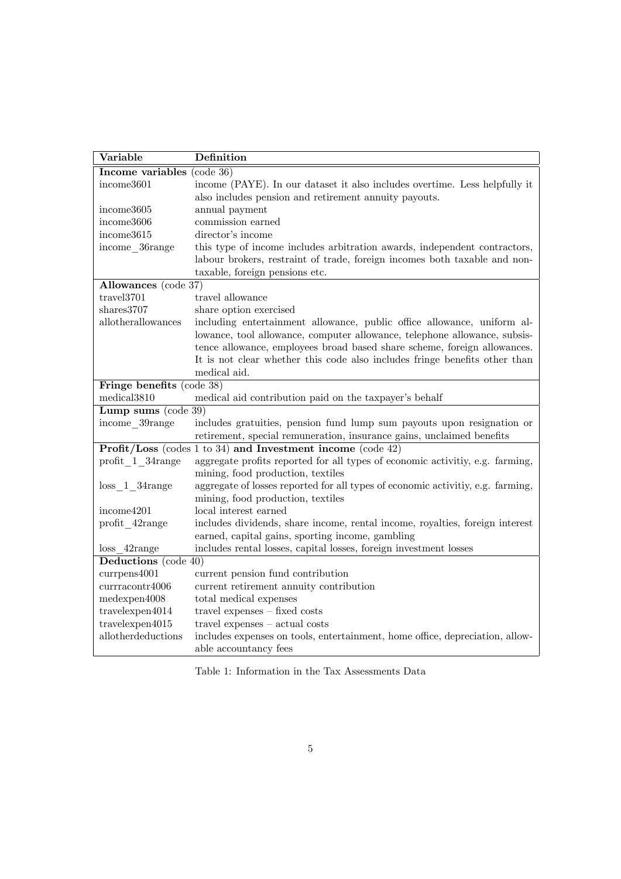| **Variable** | **Definition** |
|---|---|
| **Income variables** (code 36) | |
| income3601 | income (PAYE). In our dataset it also includes overtime. Less helpfully it also includes pension and retirement annuity payouts. |
| income3605 | annual payment |
| income3606 | commission earned |
| income3615 | director's income |
| income_36range | this type of income includes arbitration awards, independent contractors, labour brokers, restraint of trade, foreign incomes both taxable and non-taxable, foreign pensions etc. |
| **Allowances** (code 37) | |
| travel3701 | travel allowance |
| shares3707 | share option exercised |
| allotherallowances | including entertainment allowance, public office allowance, uniform allowance, tool allowance, computer allowance, telephone allowance, subsistence allowance, employees broad based share scheme, foreign allowances. It is not clear whether this code also includes fringe benefits other than medical aid. |
| **Fringe benefits** (code 38) | |
| medical3810 | medical aid contribution paid on the taxpayer's behalf |
| **Lump sums** (code 39) | |
| income_39range | includes gratuities, pension fund lump sum payouts upon resignation or retirement, special remuneration, insurance gains, unclaimed benefits |
| **Profit/Loss** (codes 1 to 34) **and Investment income** (code 42) | |
| profit_1_34range | aggregate profits reported for all types of economic activitiy, e.g. farming, mining, food production, textiles |
| loss_1_34range | aggregate of losses reported for all types of economic activitiy, e.g. farming, mining, food production, textiles |
| income4201 | local interest earned |
| profit_42range | includes dividends, share income, rental income, royalties, foreign interest earned, capital gains, sporting income, gambling |
| loss_42range | includes rental losses, capital losses, foreign investment losses |
| **Deductions** (code 40) | |
| currpens4001 | current pension fund contribution |
| currracontr4006 | current retirement annuity contribution |
| medexpen4008 | total medical expenses |
| travelexpen4014 | travel expenses – fixed costs |
| travelexpen4015 | travel expenses – actual costs |
| allotherdeductions | includes expenses on tools, entertainment, home office, depreciation, allowable accountancy fees |

Table 1: Information in the Tax Assessments Data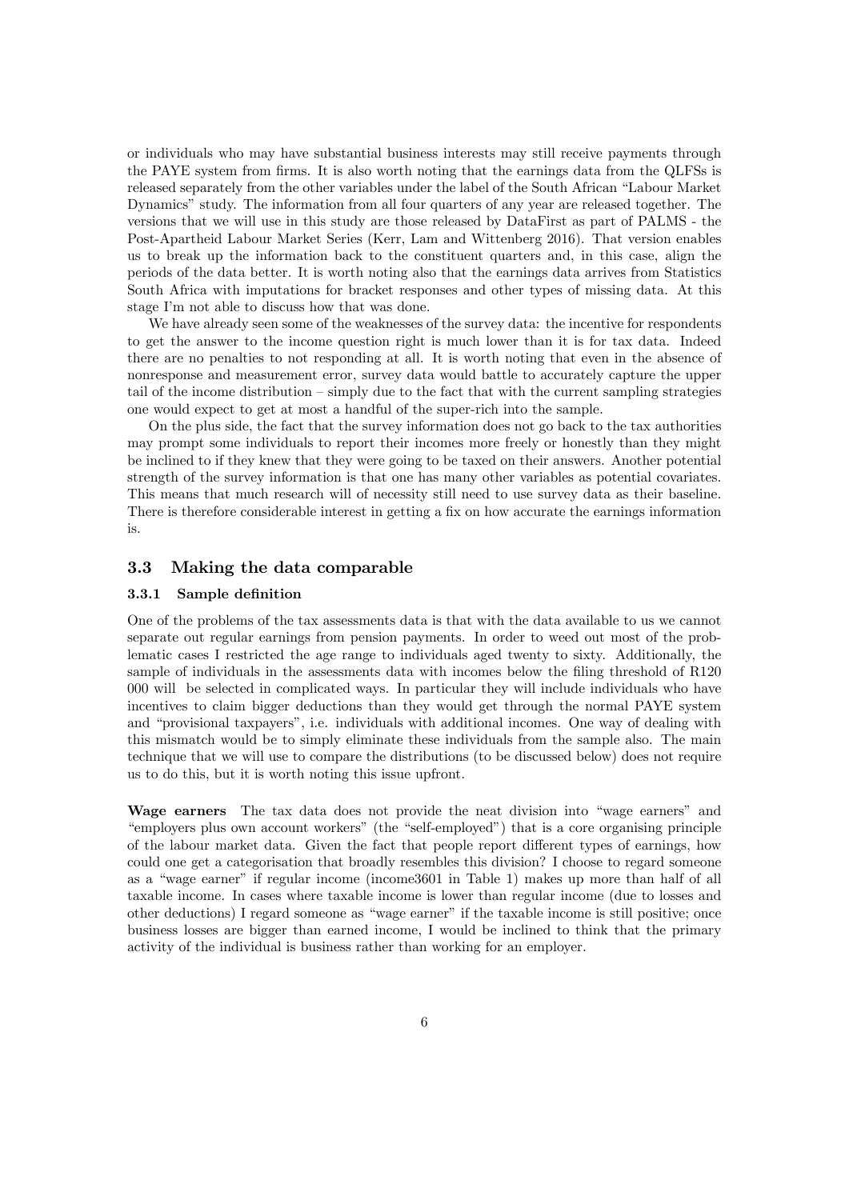or individuals who may have substantial business interests may still receive payments through the PAYE system from firms. It is also worth noting that the earnings data from the QLFSs is released separately from the other variables under the label of the South African "Labour Market Dynamics" study. The information from all four quarters of any year are released together. The versions that we will use in this study are those released by DataFirst as part of PALMS - the Post-Apartheid Labour Market Series (Kerr, Lam and Wittenberg 2016). That version enables us to break up the information back to the constituent quarters and, in this case, align the periods of the data better. It is worth noting also that the earnings data arrives from Statistics South Africa with imputations for bracket responses and other types of missing data. At this stage I'm not able to discuss how that was done.

We have already seen some of the weaknesses of the survey data: the incentive for respondents to get the answer to the income question right is much lower than it is for tax data. Indeed there are no penalties to not responding at all. It is worth noting that even in the absence of nonresponse and measurement error, survey data would battle to accurately capture the upper tail of the income distribution – simply due to the fact that with the current sampling strategies one would expect to get at most a handful of the super-rich into the sample.

On the plus side, the fact that the survey information does not go back to the tax authorities may prompt some individuals to report their incomes more freely or honestly than they might be inclined to if they knew that they were going to be taxed on their answers. Another potential strength of the survey information is that one has many other variables as potential covariates. This means that much research will of necessity still need to use survey data as their baseline. There is therefore considerable interest in getting a fix on how accurate the earnings information is.

### 3.3 Making the data comparable

#### 3.3.1 Sample definition

One of the problems of the tax assessments data is that with the data available to us we cannot separate out regular earnings from pension payments. In order to weed out most of the problematic cases I restricted the age range to individuals aged twenty to sixty. Additionally, the sample of individuals in the assessments data with incomes below the filing threshold of R120 000 will be selected in complicated ways. In particular they will include individuals who have incentives to claim bigger deductions than they would get through the normal PAYE system and "provisional taxpayers", i.e. individuals with additional incomes. One way of dealing with this mismatch would be to simply eliminate these individuals from the sample also. The main technique that we will use to compare the distributions (to be discussed below) does not require us to do this, but it is worth noting this issue upfront.

**Wage earners** The tax data does not provide the neat division into "wage earners" and "employers plus own account workers" (the "self-employed") that is a core organising principle of the labour market data. Given the fact that people report different types of earnings, how could one get a categorisation that broadly resembles this division? I choose to regard someone as a "wage earner" if regular income (income3601 in Table 1) makes up more than half of all taxable income. In cases where taxable income is lower than regular income (due to losses and other deductions) I regard someone as "wage earner" if the taxable income is still positive; once business losses are bigger than earned income, I would be inclined to think that the primary activity of the individual is business rather than working for an employer.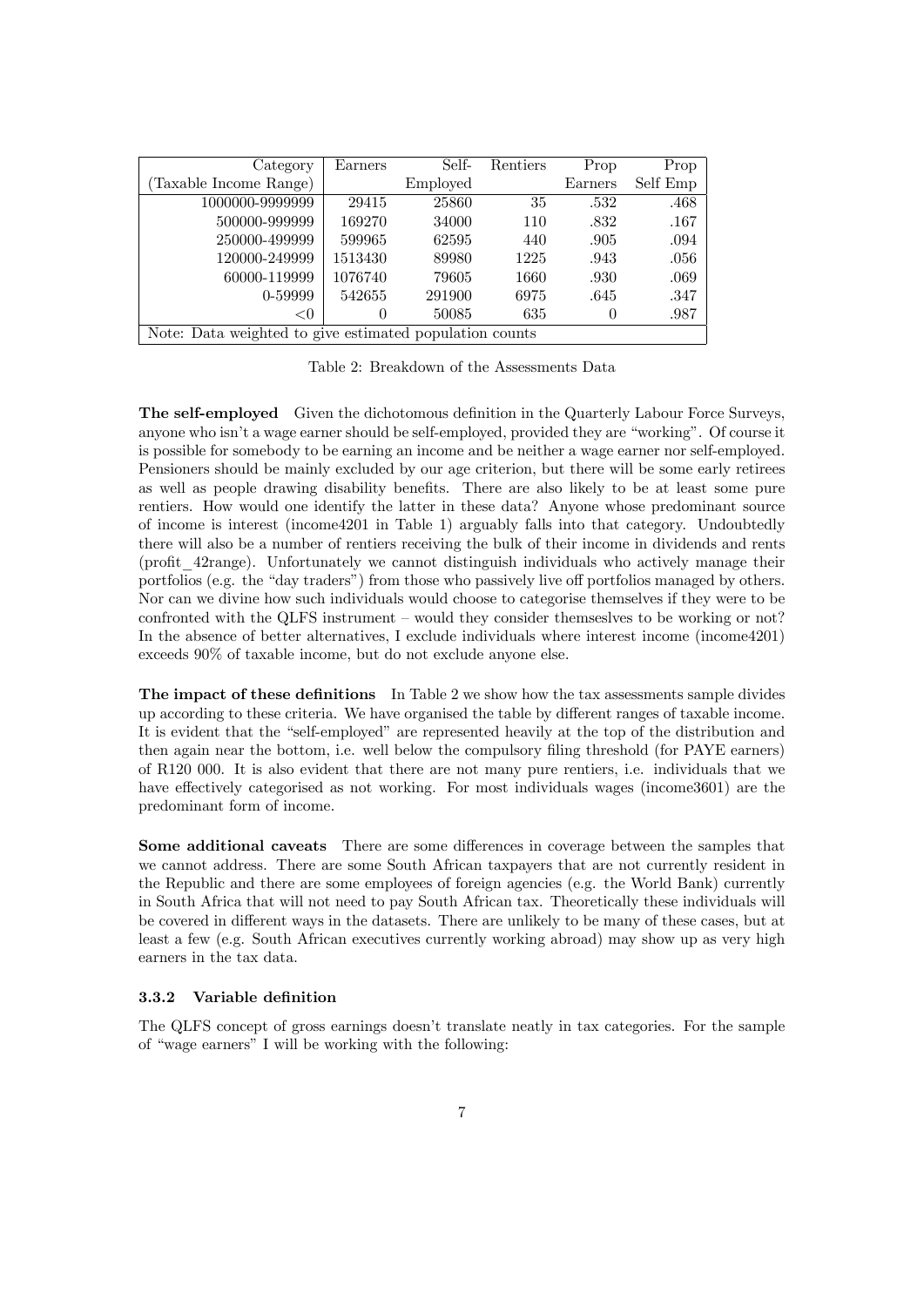| Category (Taxable Income Range) | Earners | Self-Employed | Rentiers | Prop Earners | Prop Self Emp |
|---|---|---|---|---|---|
| 1000000-9999999 | 29415 | 25860 | 35 | .532 | .468 |
| 500000-999999 | 169270 | 34000 | 110 | .832 | .167 |
| 250000-499999 | 599965 | 62595 | 440 | .905 | .094 |
| 120000-249999 | 1513430 | 89980 | 1225 | .943 | .056 |
| 60000-119999 | 1076740 | 79605 | 1660 | .930 | .069 |
| 0-59999 | 542655 | 291900 | 6975 | .645 | .347 |
| <0 | 0 | 50085 | 635 | 0 | .987 |
| Note: Data weighted to give estimated population counts | | | | | |

Table 2: Breakdown of the Assessments Data

**The self-employed** Given the dichotomous definition in the Quarterly Labour Force Surveys, anyone who isn't a wage earner should be self-employed, provided they are "working". Of course it is possible for somebody to be earning an income and be neither a wage earner nor self-employed. Pensioners should be mainly excluded by our age criterion, but there will be some early retirees as well as people drawing disability benefits. There are also likely to be at least some pure rentiers. How would one identify the latter in these data? Anyone whose predominant source of income is interest (income4201 in Table 1) arguably falls into that category. Undoubtedly there will also be a number of rentiers receiving the bulk of their income in dividends and rents (profit_42range). Unfortunately we cannot distinguish individuals who actively manage their portfolios (e.g. the "day traders") from those who passively live off portfolios managed by others. Nor can we divine how such individuals would choose to categorise themselves if they were to be confronted with the QLFS instrument – would they consider themseslves to be working or not? In the absence of better alternatives, I exclude individuals where interest income (income4201) exceeds 90% of taxable income, but do not exclude anyone else.

**The impact of these definitions** In Table 2 we show how the tax assessments sample divides up according to these criteria. We have organised the table by different ranges of taxable income. It is evident that the "self-employed" are represented heavily at the top of the distribution and then again near the bottom, i.e. well below the compulsory filing threshold (for PAYE earners) of R120 000. It is also evident that there are not many pure rentiers, i.e. individuals that we have effectively categorised as not working. For most individuals wages (income3601) are the predominant form of income.

**Some additional caveats** There are some differences in coverage between the samples that we cannot address. There are some South African taxpayers that are not currently resident in the Republic and there are some employees of foreign agencies (e.g. the World Bank) currently in South Africa that will not need to pay South African tax. Theoretically these individuals will be covered in different ways in the datasets. There are unlikely to be many of these cases, but at least a few (e.g. South African executives currently working abroad) may show up as very high earners in the tax data.

### 3.3.2 Variable definition

The QLFS concept of gross earnings doesn't translate neatly in tax categories. For the sample of "wage earners" I will be working with the following: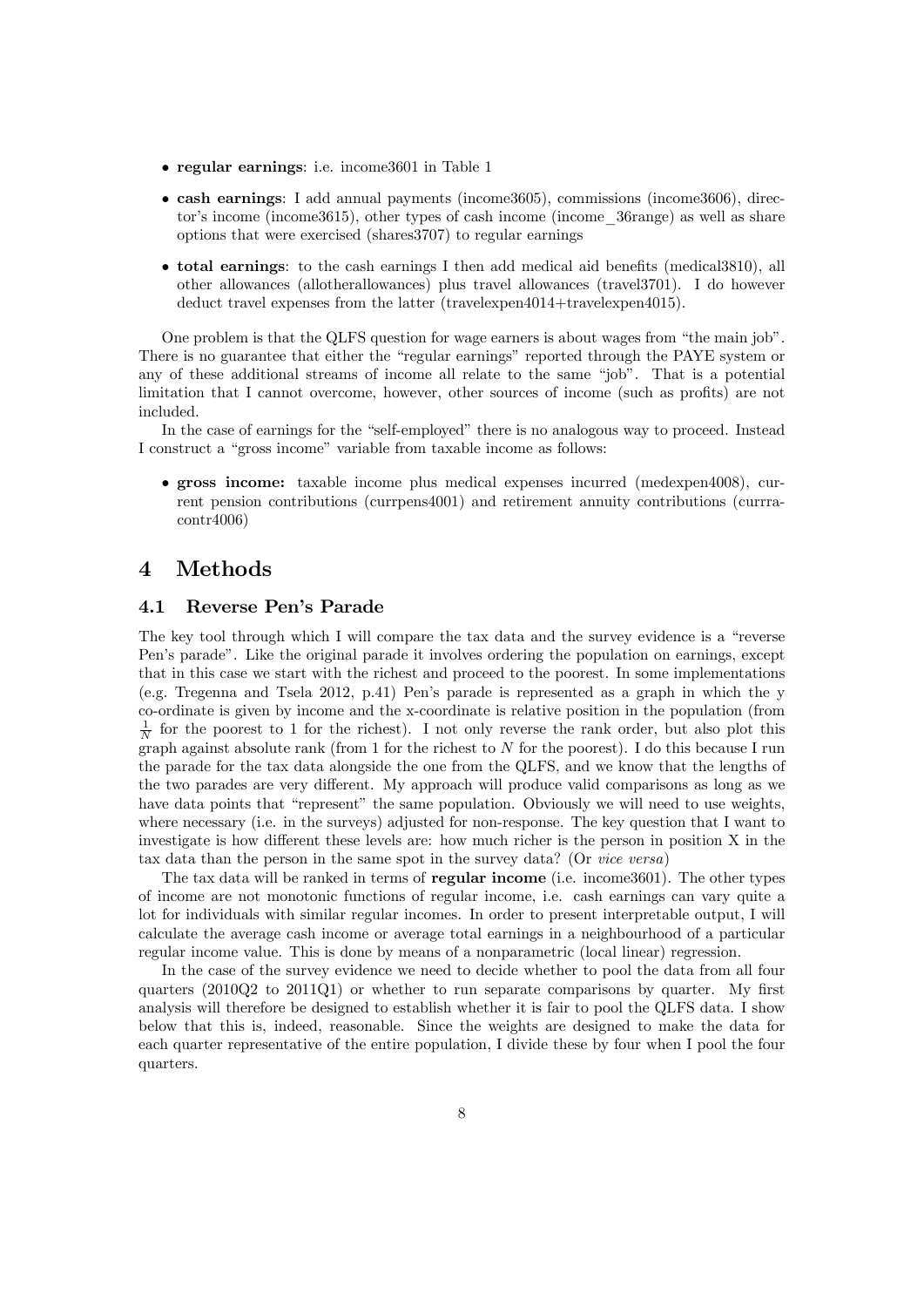- **regular earnings**: i.e. income3601 in Table 1
- **cash earnings**: I add annual payments (income3605), commissions (income3606), director's income (income3615), other types of cash income (income_36range) as well as share options that were exercised (shares3707) to regular earnings
- **total earnings**: to the cash earnings I then add medical aid benefits (medical3810), all other allowances (allotherallowances) plus travel allowances (travel3701). I do however deduct travel expenses from the latter (travelexpen4014+travelexpen4015).

One problem is that the QLFS question for wage earners is about wages from "the main job". There is no guarantee that either the "regular earnings" reported through the PAYE system or any of these additional streams of income all relate to the same "job". That is a potential limitation that I cannot overcome, however, other sources of income (such as profits) are not included.

In the case of earnings for the "self-employed" there is no analogous way to proceed. Instead I construct a "gross income" variable from taxable income as follows:

- **gross income:** taxable income plus medical expenses incurred (medexpen4008), current pension contributions (currpens4001) and retirement annuity contributions (currracontr4006)

# 4 Methods

## 4.1 Reverse Pen's Parade

The key tool through which I will compare the tax data and the survey evidence is a "reverse Pen's parade". Like the original parade it involves ordering the population on earnings, except that in this case we start with the richest and proceed to the poorest. In some implementations (e.g. Tregenna and Tsela 2012, p.41) Pen's parade is represented as a graph in which the y co-ordinate is given by income and the x-coordinate is relative position in the population (from $\frac{1}{N}$ for the poorest to 1 for the richest). I not only reverse the rank order, but also plot this graph against absolute rank (from 1 for the richest to $N$ for the poorest). I do this because I run the parade for the tax data alongside the one from the QLFS, and we know that the lengths of the two parades are very different. My approach will produce valid comparisons as long as we have data points that "represent" the same population. Obviously we will need to use weights, where necessary (i.e. in the surveys) adjusted for non-response. The key question that I want to investigate is how different these levels are: how much richer is the person in position X in the tax data than the person in the same spot in the survey data? (Or *vice versa*)

The tax data will be ranked in terms of **regular income** (i.e. income3601). The other types of income are not monotonic functions of regular income, i.e. cash earnings can vary quite a lot for individuals with similar regular incomes. In order to present interpretable output, I will calculate the average cash income or average total earnings in a neighbourhood of a particular regular income value. This is done by means of a nonparametric (local linear) regression.

In the case of the survey evidence we need to decide whether to pool the data from all four quarters (2010Q2 to 2011Q1) or whether to run separate comparisons by quarter. My first analysis will therefore be designed to establish whether it is fair to pool the QLFS data. I show below that this is, indeed, reasonable. Since the weights are designed to make the data for each quarter representative of the entire population, I divide these by four when I pool the four quarters.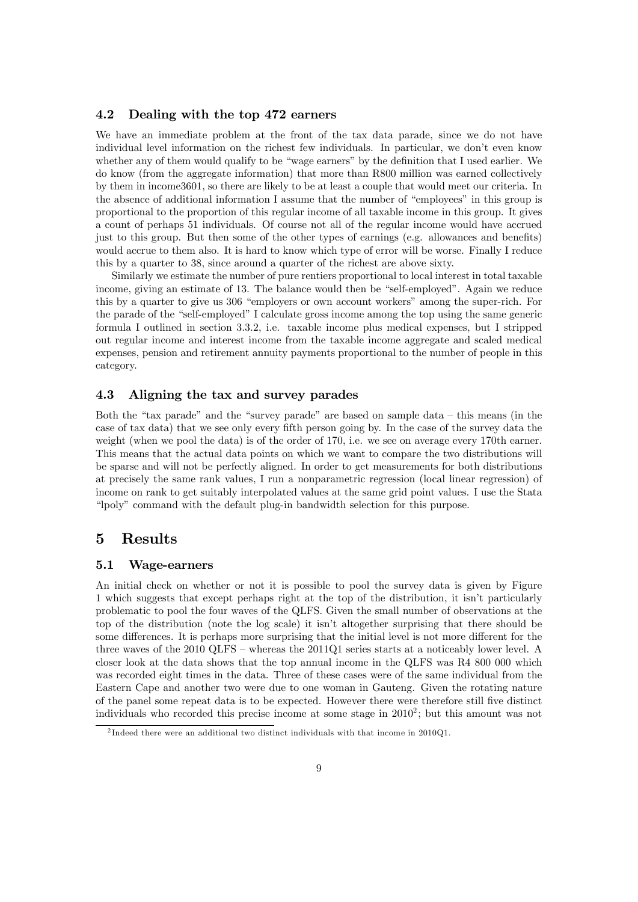### 4.2 Dealing with the top 472 earners

We have an immediate problem at the front of the tax data parade, since we do not have individual level information on the richest few individuals. In particular, we don't even know whether any of them would qualify to be "wage earners" by the definition that I used earlier. We do know (from the aggregate information) that more than R800 million was earned collectively by them in income3601, so there are likely to be at least a couple that would meet our criteria. In the absence of additional information I assume that the number of "employees" in this group is proportional to the proportion of this regular income of all taxable income in this group. It gives a count of perhaps 51 individuals. Of course not all of the regular income would have accrued just to this group. But then some of the other types of earnings (e.g. allowances and benefits) would accrue to them also. It is hard to know which type of error will be worse. Finally I reduce this by a quarter to 38, since around a quarter of the richest are above sixty.

Similarly we estimate the number of pure rentiers proportional to local interest in total taxable income, giving an estimate of 13. The balance would then be "self-employed". Again we reduce this by a quarter to give us 306 "employers or own account workers" among the super-rich. For the parade of the "self-employed" I calculate gross income among the top using the same generic formula I outlined in section 3.3.2, i.e. taxable income plus medical expenses, but I stripped out regular income and interest income from the taxable income aggregate and scaled medical expenses, pension and retirement annuity payments proportional to the number of people in this category.

### 4.3 Aligning the tax and survey parades

Both the "tax parade" and the "survey parade" are based on sample data – this means (in the case of tax data) that we see only every fifth person going by. In the case of the survey data the weight (when we pool the data) is of the order of 170, i.e. we see on average every 170th earner. This means that the actual data points on which we want to compare the two distributions will be sparse and will not be perfectly aligned. In order to get measurements for both distributions at precisely the same rank values, I run a nonparametric regression (local linear regression) of income on rank to get suitably interpolated values at the same grid point values. I use the Stata "lpoly" command with the default plug-in bandwidth selection for this purpose.

## 5 Results

### 5.1 Wage-earners

An initial check on whether or not it is possible to pool the survey data is given by Figure 1 which suggests that except perhaps right at the top of the distribution, it isn't particularly problematic to pool the four waves of the QLFS. Given the small number of observations at the top of the distribution (note the log scale) it isn't altogether surprising that there should be some differences. It is perhaps more surprising that the initial level is not more different for the three waves of the 2010 QLFS – whereas the 2011Q1 series starts at a noticeably lower level. A closer look at the data shows that the top annual income in the QLFS was R4 800 000 which was recorded eight times in the data. Three of these cases were of the same individual from the Eastern Cape and another two were due to one woman in Gauteng. Given the rotating nature of the panel some repeat data is to be expected. However there were therefore still five distinct individuals who recorded this precise income at some stage in 2010[2]; but this amount was not

[2] Indeed there were an additional two distinct individuals with that income in 2010Q1.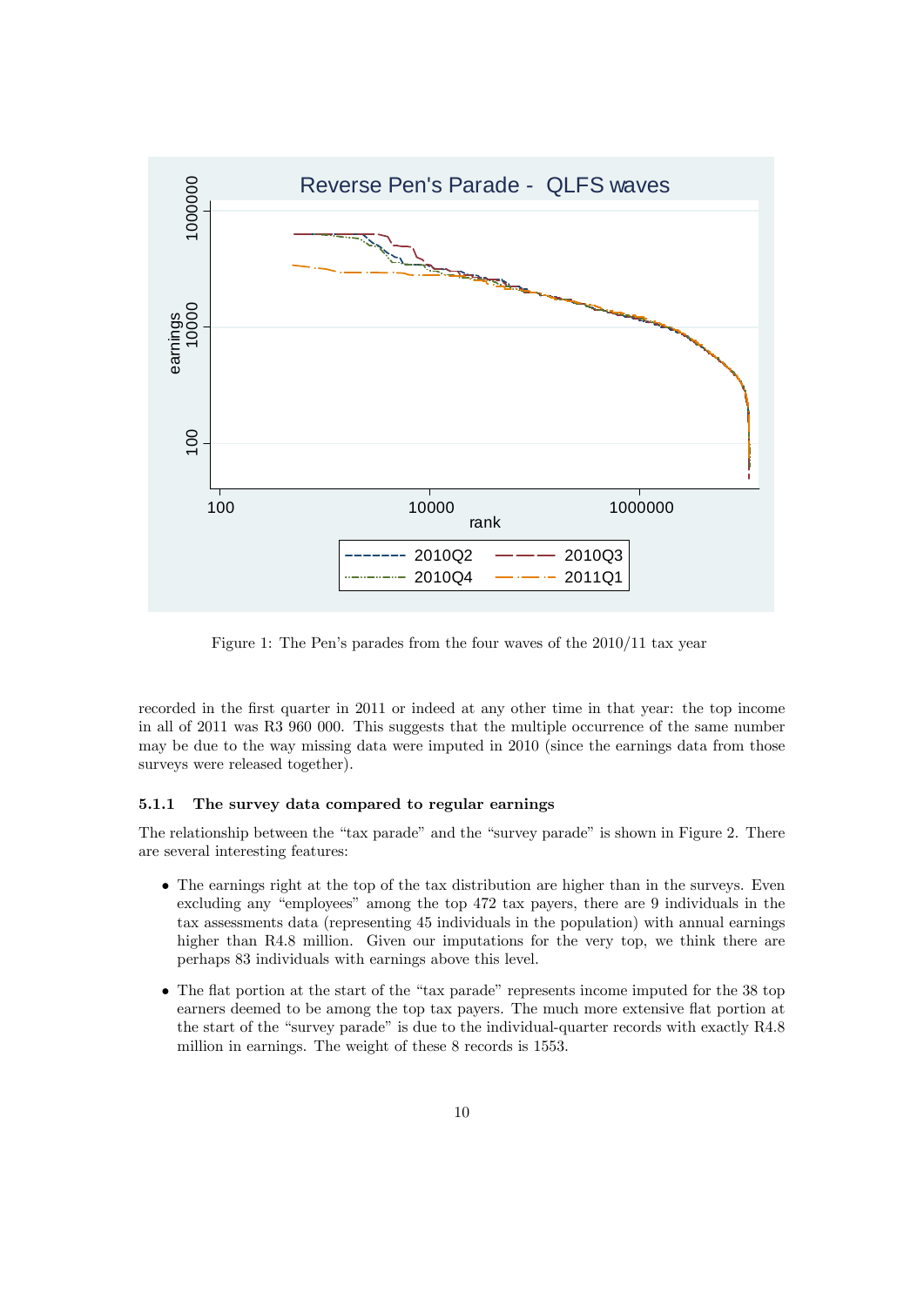Figure 1: The Pen's parades from the four waves of the 2010/11 tax year

recorded in the first quarter in 2011 or indeed at any other time in that year: the top income in all of 2011 was R3 960 000. This suggests that the multiple occurrence of the same number may be due to the way missing data were imputed in 2010 (since the earnings data from those surveys were released together).

#### 5.1.1 The survey data compared to regular earnings

The relationship between the "tax parade" and the "survey parade" is shown in Figure 2. There are several interesting features:

- The earnings right at the top of the tax distribution are higher than in the surveys. Even excluding any "employees" among the top 472 tax payers, there are 9 individuals in the tax assessments data (representing 45 individuals in the population) with annual earnings higher than R4.8 million. Given our imputations for the very top, we think there are perhaps 83 individuals with earnings above this level.
- The flat portion at the start of the "tax parade" represents income imputed for the 38 top earners deemed to be among the top tax payers. The much more extensive flat portion at the start of the "survey parade" is due to the individual-quarter records with exactly R4.8 million in earnings. The weight of these 8 records is 1553.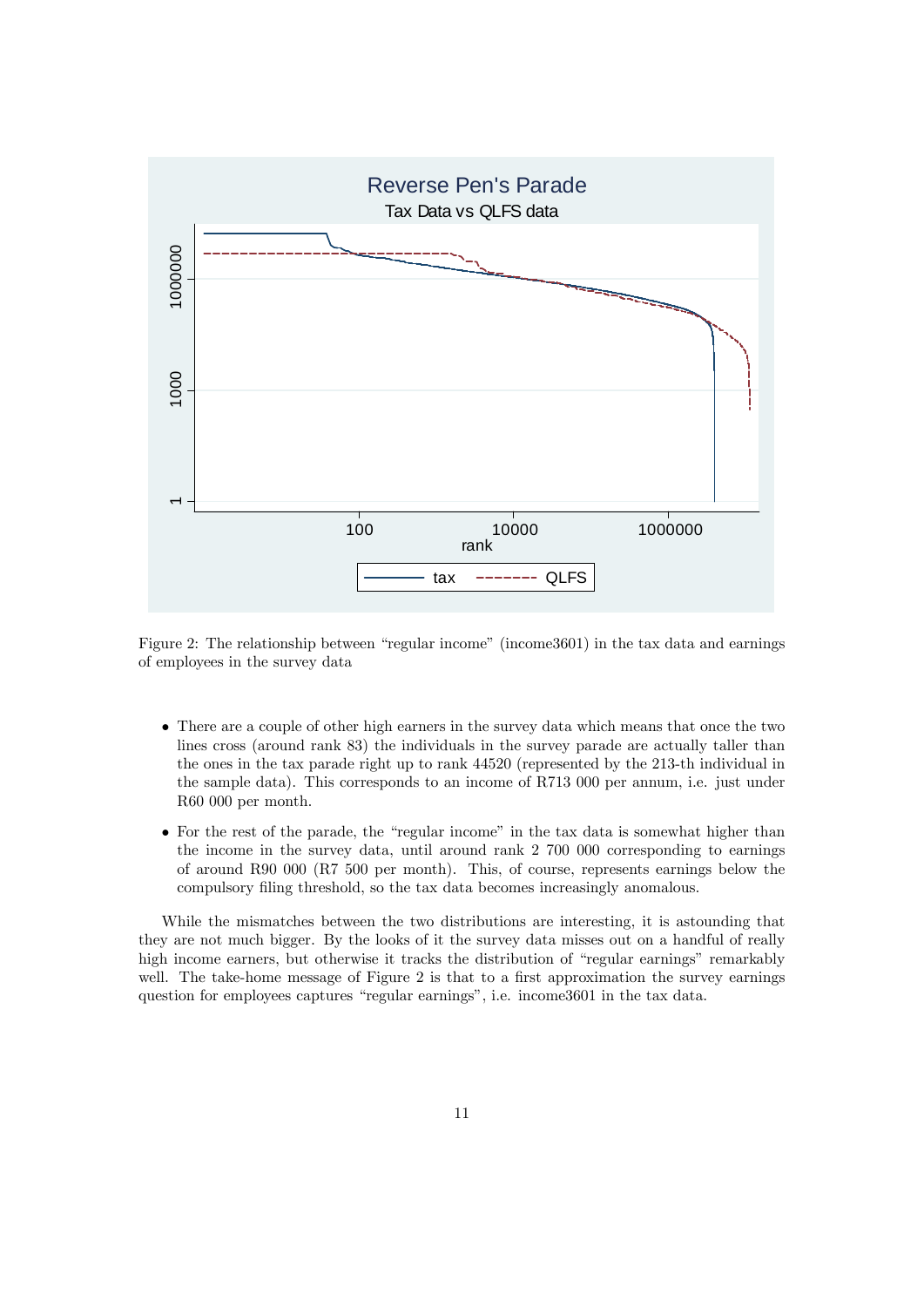Figure 2: The relationship between "regular income" (income3601) in the tax data and earnings of employees in the survey data

- There are a couple of other high earners in the survey data which means that once the two lines cross (around rank 83) the individuals in the survey parade are actually taller than the ones in the tax parade right up to rank 44520 (represented by the 213-th individual in the sample data). This corresponds to an income of R713 000 per annum, i.e. just under R60 000 per month.
- For the rest of the parade, the "regular income" in the tax data is somewhat higher than the income in the survey data, until around rank 2 700 000 corresponding to earnings of around R90 000 (R7 500 per month). This, of course, represents earnings below the compulsory filing threshold, so the tax data becomes increasingly anomalous.

While the mismatches between the two distributions are interesting, it is astounding that they are not much bigger. By the looks of it the survey data misses out on a handful of really high income earners, but otherwise it tracks the distribution of "regular earnings" remarkably well. The take-home message of Figure 2 is that to a first approximation the survey earnings question for employees captures "regular earnings", i.e. income3601 in the tax data.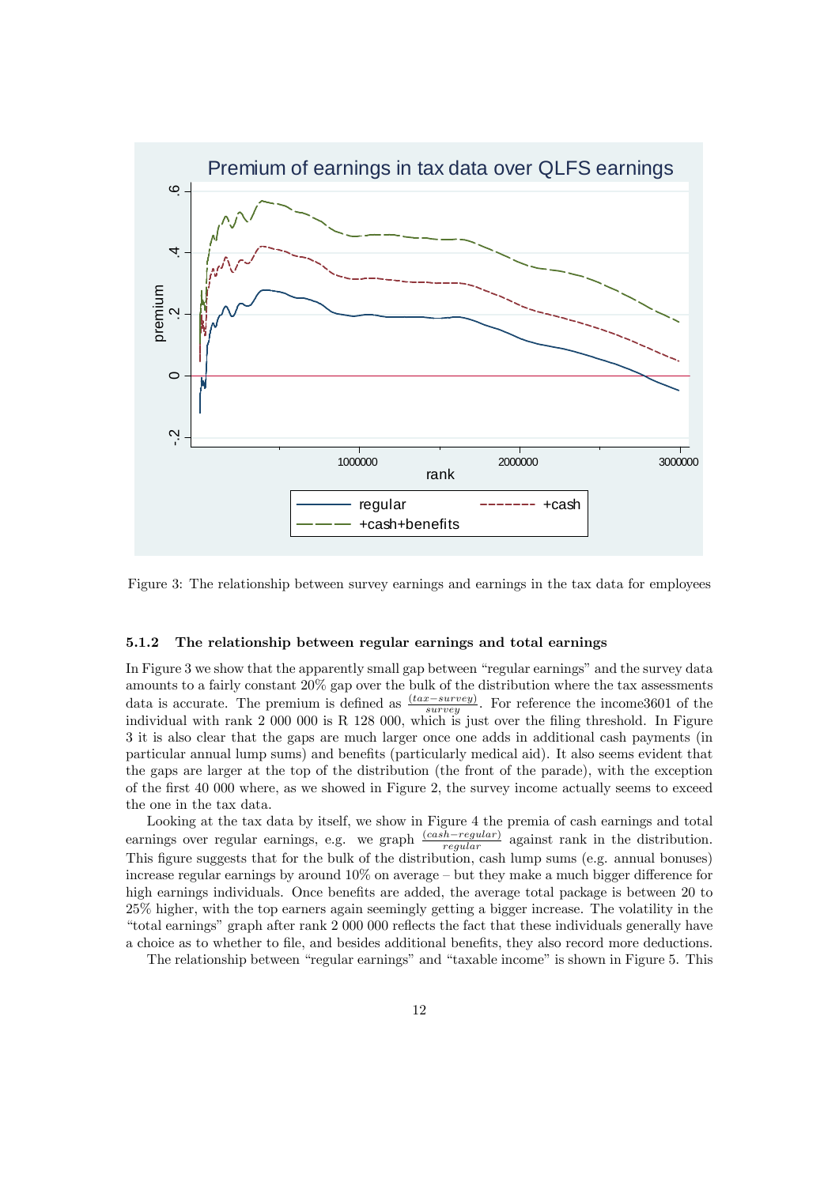Figure 3: The relationship between survey earnings and earnings in the tax data for employees

#### 5.1.2 The relationship between regular earnings and total earnings

In Figure 3 we show that the apparently small gap between "regular earnings" and the survey data amounts to a fairly constant 20% gap over the bulk of the distribution where the tax assessments data is accurate. The premium is defined as $\frac{(tax-survey)}{survey}$. For reference the income3601 of the individual with rank 2 000 000 is R 128 000, which is just over the filing threshold. In Figure 3 it is also clear that the gaps are much larger once one adds in additional cash payments (in particular annual lump sums) and benefits (particularly medical aid). It also seems evident that the gaps are larger at the top of the distribution (the front of the parade), with the exception of the first 40 000 where, as we showed in Figure 2, the survey income actually seems to exceed the one in the tax data.

Looking at the tax data by itself, we show in Figure 4 the premia of cash earnings and total earnings over regular earnings, e.g. we graph $\frac{(cash-regular)}{regular}$ against rank in the distribution. This figure suggests that for the bulk of the distribution, cash lump sums (e.g. annual bonuses) increase regular earnings by around 10% on average – but they make a much bigger difference for high earnings individuals. Once benefits are added, the average total package is between 20 to 25% higher, with the top earners again seemingly getting a bigger increase. The volatility in the "total earnings" graph after rank 2 000 000 reflects the fact that these individuals generally have a choice as to whether to file, and besides additional benefits, they also record more deductions.

The relationship between "regular earnings" and "taxable income" is shown in Figure 5. This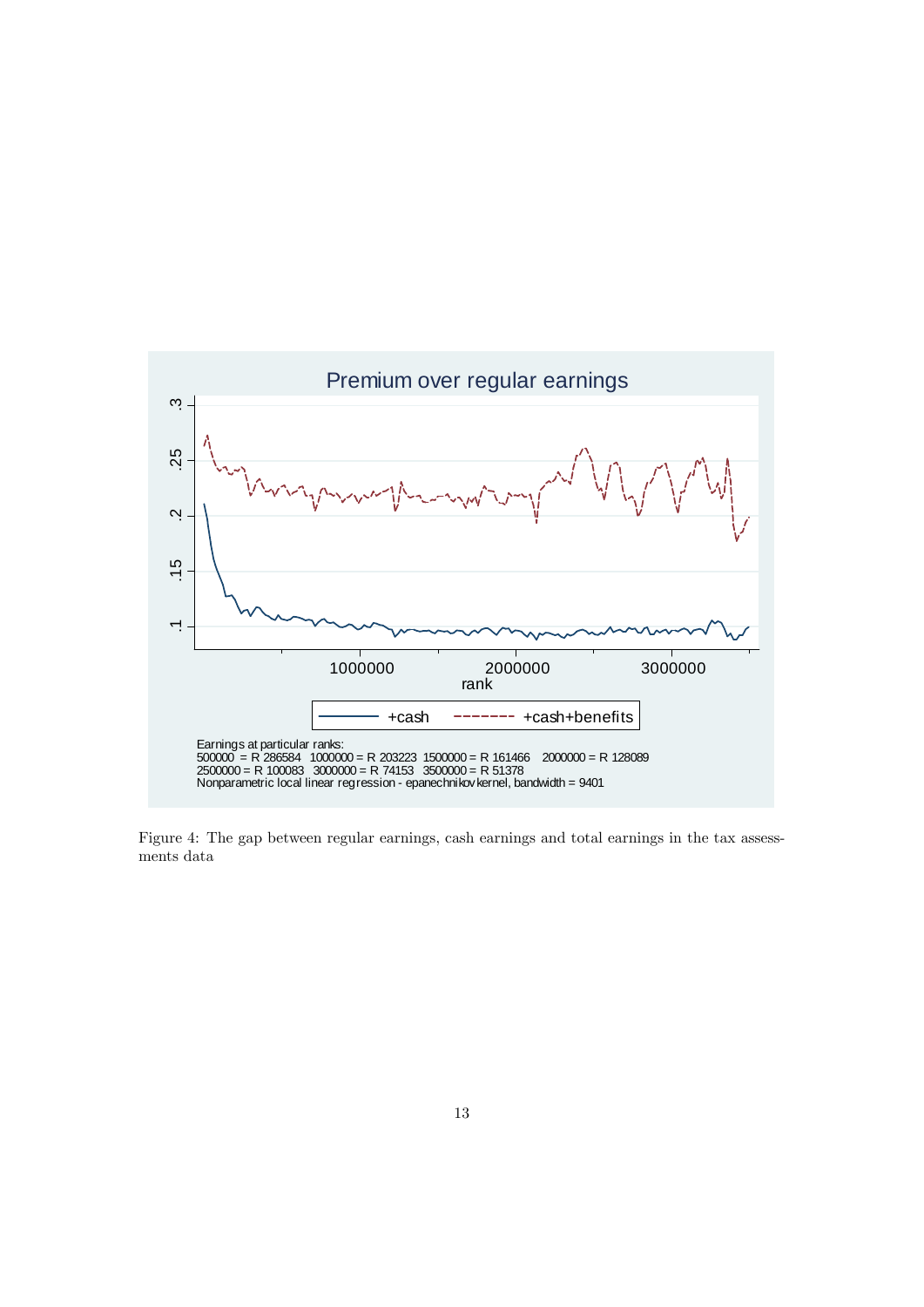Premium over regular earnings

Earnings at particular ranks:
500000 = R 286584 1000000 = R 203223 1500000 = R 161466 2000000 = R 128089
2500000 = R 100083 3000000 = R 74153 3500000 = R 51378
Nonparametric local linear regression - epanechnikov kernel, bandwidth = 9401

Figure 4: The gap between regular earnings, cash earnings and total earnings in the tax assessments data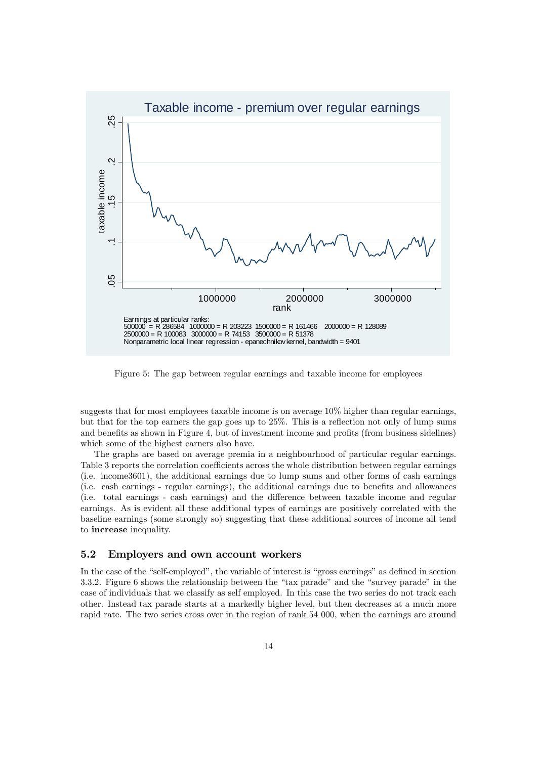Figure 5: The gap between regular earnings and taxable income for employees

suggests that for most employees taxable income is on average 10% higher than regular earnings, but that for the top earners the gap goes up to 25%. This is a reflection not only of lump sums and benefits as shown in Figure 4, but of investment income and profits (from business sidelines) which some of the highest earners also have.

The graphs are based on average premia in a neighbourhood of particular regular earnings. Table 3 reports the correlation coefficients across the whole distribution between regular earnings (i.e. income3601), the additional earnings due to lump sums and other forms of cash earnings (i.e. cash earnings - regular earnings), the additional earnings due to benefits and allowances (i.e. total earnings - cash earnings) and the difference between taxable income and regular earnings. As is evident all these additional types of earnings are positively correlated with the baseline earnings (some strongly so) suggesting that these additional sources of income all tend to **increase** inequality.

### 5.2 Employers and own account workers

In the case of the "self-employed", the variable of interest is "gross earnings" as defined in section 3.3.2. Figure 6 shows the relationship between the "tax parade" and the "survey parade" in the case of individuals that we classify as self employed. In this case the two series do not track each other. Instead tax parade starts at a markedly higher level, but then decreases at a much more rapid rate. The two series cross over in the region of rank 54 000, when the earnings are around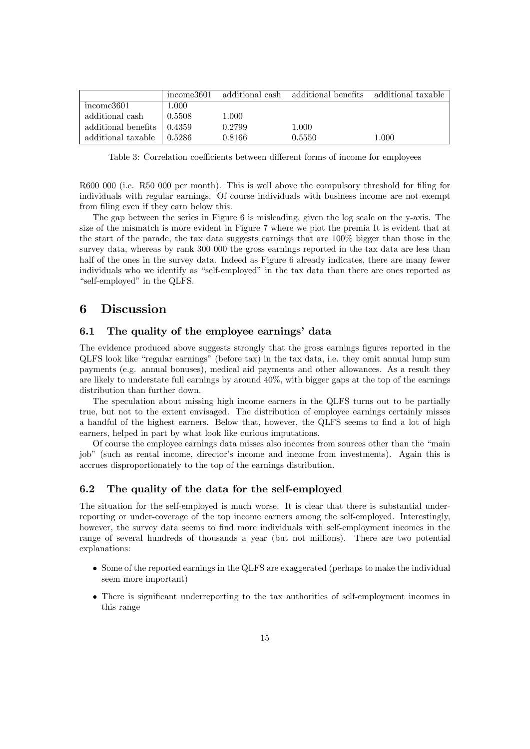| | income3601 | additional cash | additional benefits | additional taxable |
|---|---|---|---|---|
| income3601 | 1.000 | | | |
| additional cash | 0.5508 | 1.000 | | |
| additional benefits | 0.4359 | 0.2799 | 1.000 | |
| additional taxable | 0.5286 | 0.8166 | 0.5550 | 1.000 |

Table 3: Correlation coefficients between different forms of income for employees

R600 000 (i.e. R50 000 per month). This is well above the compulsory threshold for filing for individuals with regular earnings. Of course individuals with business income are not exempt from filing even if they earn below this.

The gap between the series in Figure 6 is misleading, given the log scale on the y-axis. The size of the mismatch is more evident in Figure 7 where we plot the premia It is evident that at the start of the parade, the tax data suggests earnings that are 100% bigger than those in the survey data, whereas by rank 300 000 the gross earnings reported in the tax data are less than half of the ones in the survey data. Indeed as Figure 6 already indicates, there are many fewer individuals who we identify as "self-employed" in the tax data than there are ones reported as "self-employed" in the QLFS.

# 6 Discussion

## 6.1 The quality of the employee earnings' data

The evidence produced above suggests strongly that the gross earnings figures reported in the QLFS look like "regular earnings" (before tax) in the tax data, i.e. they omit annual lump sum payments (e.g. annual bonuses), medical aid payments and other allowances. As a result they are likely to understate full earnings by around 40%, with bigger gaps at the top of the earnings distribution than further down.

The speculation about missing high income earners in the QLFS turns out to be partially true, but not to the extent envisaged. The distribution of employee earnings certainly misses a handful of the highest earners. Below that, however, the QLFS seems to find a lot of high earners, helped in part by what look like curious imputations.

Of course the employee earnings data misses also incomes from sources other than the "main job" (such as rental income, director's income and income from investments). Again this is accrues disproportionately to the top of the earnings distribution.

## 6.2 The quality of the data for the self-employed

The situation for the self-employed is much worse. It is clear that there is substantial underreporting or under-coverage of the top income earners among the self-employed. Interestingly, however, the survey data seems to find more individuals with self-employment incomes in the range of several hundreds of thousands a year (but not millions). There are two potential explanations:

- Some of the reported earnings in the QLFS are exaggerated (perhaps to make the individual seem more important)
- There is significant underreporting to the tax authorities of self-employment incomes in this range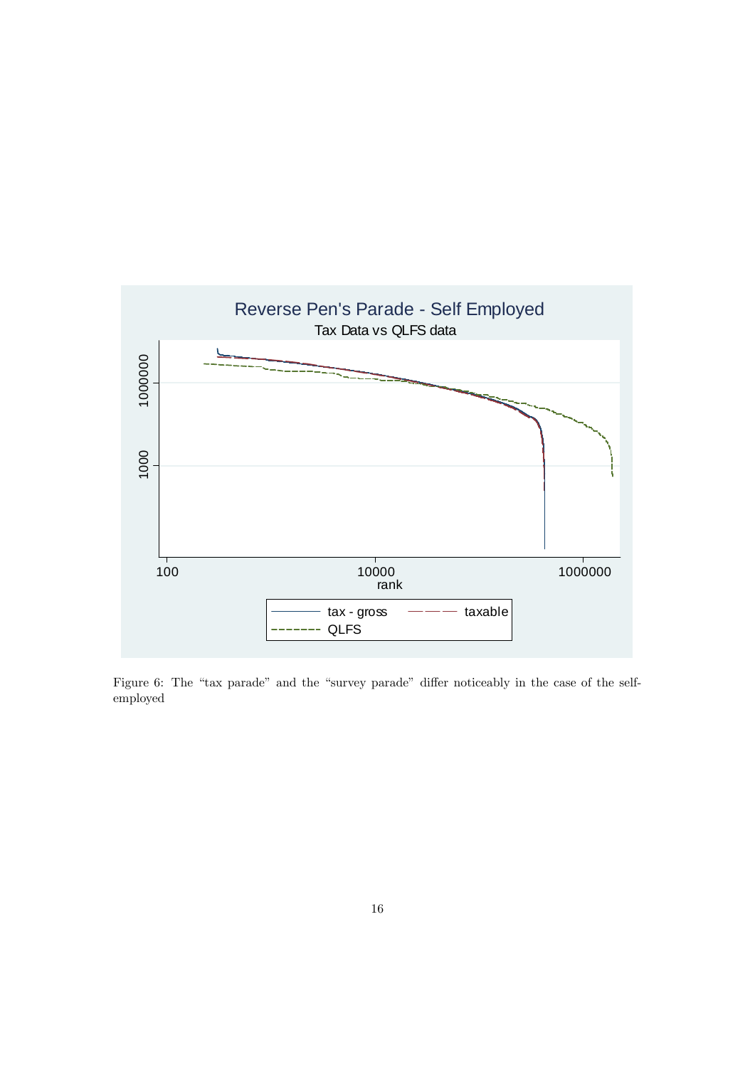Figure 6: The “tax parade” and the “survey parade” differ noticeably in the case of the self-employed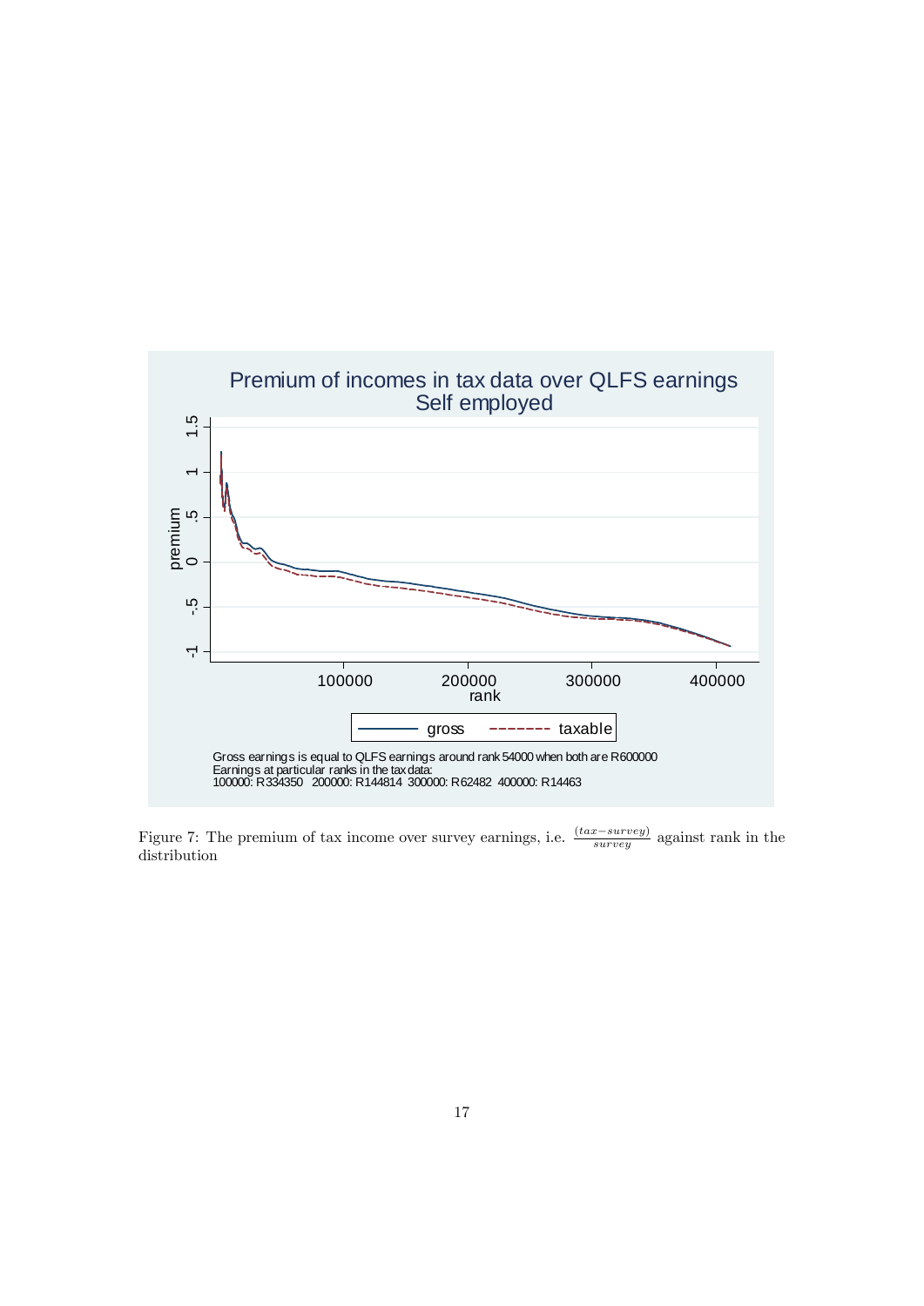Figure 7: The premium of tax income over survey earnings, i.e. $\frac{(tax-survey)}{survey}$ against rank in the distribution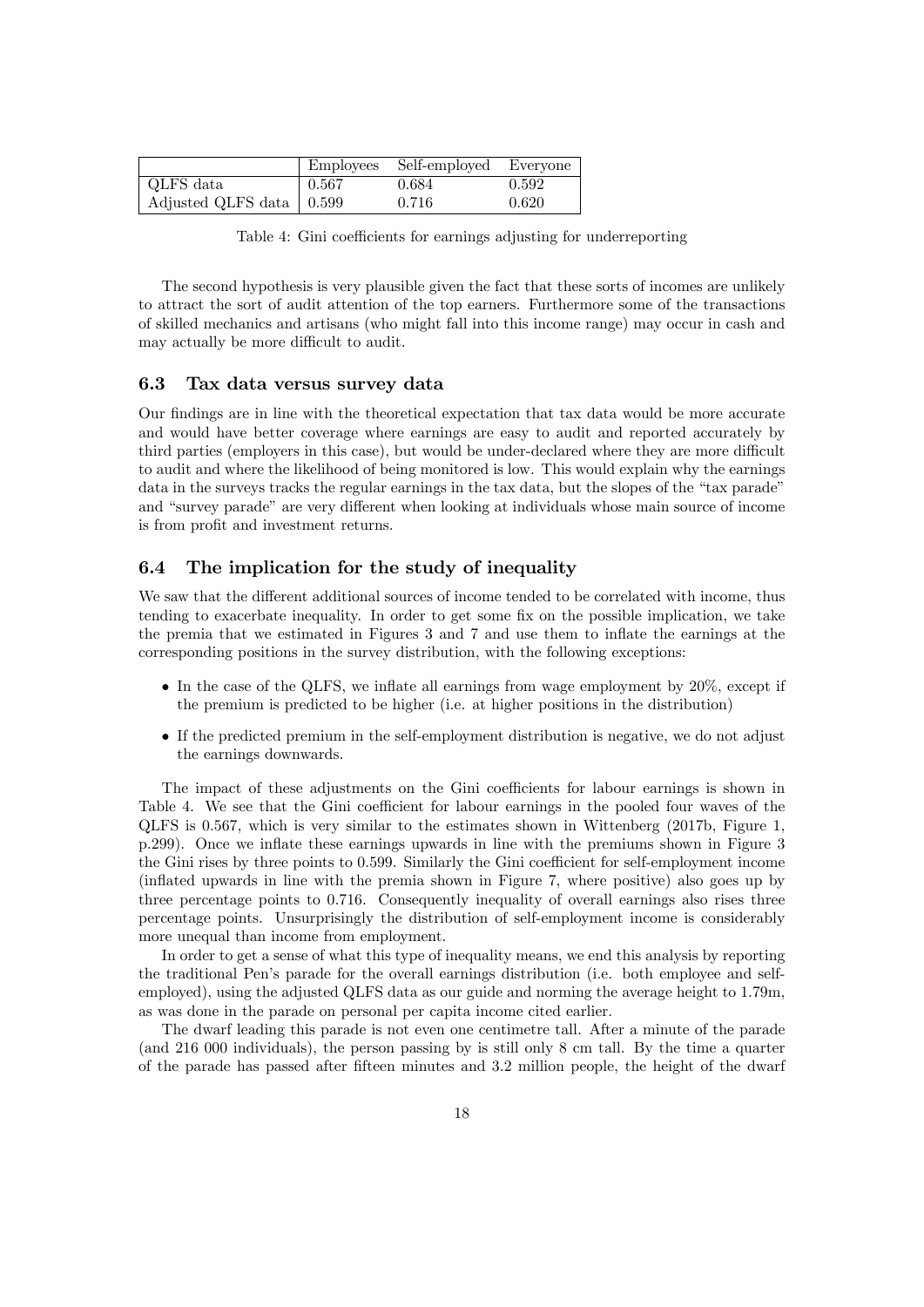| | Employees | Self-employed | Everyone |
|---|---|---|---|
| QLFS data | 0.567 | 0.684 | 0.592 |
| Adjusted QLFS data | 0.599 | 0.716 | 0.620 |

Table 4: Gini coefficients for earnings adjusting for underreporting

The second hypothesis is very plausible given the fact that these sorts of incomes are unlikely to attract the sort of audit attention of the top earners. Furthermore some of the transactions of skilled mechanics and artisans (who might fall into this income range) may occur in cash and may actually be more difficult to audit.

### 6.3 Tax data versus survey data

Our findings are in line with the theoretical expectation that tax data would be more accurate and would have better coverage where earnings are easy to audit and reported accurately by third parties (employers in this case), but would be under-declared where they are more difficult to audit and where the likelihood of being monitored is low. This would explain why the earnings data in the surveys tracks the regular earnings in the tax data, but the slopes of the "tax parade" and "survey parade" are very different when looking at individuals whose main source of income is from profit and investment returns.

### 6.4 The implication for the study of inequality

We saw that the different additional sources of income tended to be correlated with income, thus tending to exacerbate inequality. In order to get some fix on the possible implication, we take the premia that we estimated in Figures 3 and 7 and use them to inflate the earnings at the corresponding positions in the survey distribution, with the following exceptions:

- In the case of the QLFS, we inflate all earnings from wage employment by 20%, except if the premium is predicted to be higher (i.e. at higher positions in the distribution)
- If the predicted premium in the self-employment distribution is negative, we do not adjust the earnings downwards.

The impact of these adjustments on the Gini coefficients for labour earnings is shown in Table 4. We see that the Gini coefficient for labour earnings in the pooled four waves of the QLFS is 0.567, which is very similar to the estimates shown in Wittenberg (2017b, Figure 1, p.299). Once we inflate these earnings upwards in line with the premiums shown in Figure 3 the Gini rises by three points to 0.599. Similarly the Gini coefficient for self-employment income (inflated upwards in line with the premia shown in Figure 7, where positive) also goes up by three percentage points to 0.716. Consequently inequality of overall earnings also rises three percentage points. Unsurprisingly the distribution of self-employment income is considerably more unequal than income from employment.

In order to get a sense of what this type of inequality means, we end this analysis by reporting the traditional Pen's parade for the overall earnings distribution (i.e. both employee and self-employed), using the adjusted QLFS data as our guide and norming the average height to 1.79m, as was done in the parade on personal per capita income cited earlier.

The dwarf leading this parade is not even one centimetre tall. After a minute of the parade (and 216 000 individuals), the person passing by is still only 8 cm tall. By the time a quarter of the parade has passed after fifteen minutes and 3.2 million people, the height of the dwarf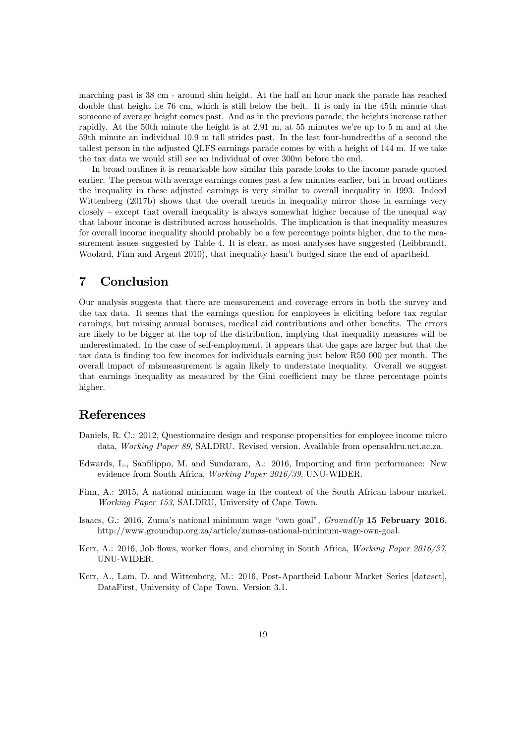marching past is 38 cm - around shin height. At the half an hour mark the parade has reached double that height i.e 76 cm, which is still below the belt. It is only in the 45th minute that someone of average height comes past. And as in the previous parade, the heights increase rather rapidly. At the 50th minute the height is at 2.91 m, at 55 minutes we're up to 5 m and at the 59th minute an individual 10.9 m tall strides past. In the last four-hundredths of a second the tallest person in the adjusted QLFS earnings parade comes by with a height of 144 m. If we take the tax data we would still see an individual of over 300m before the end.

In broad outlines it is remarkable how similar this parade looks to the income parade quoted earlier. The person with average earnings comes past a few minutes earlier, but in broad outlines the inequality in these adjusted earnings is very similar to overall inequality in 1993. Indeed Wittenberg (2017b) shows that the overall trends in inequality mirror those in earnings very closely – except that overall inequality is always somewhat higher because of the unequal way that labour income is distributed across households. The implication is that inequality measures for overall income inequality should probably be a few percentage points higher, due to the measurement issues suggested by Table 4. It is clear, as most analyses have suggested (Leibbrandt, Woolard, Finn and Argent 2010), that inequality hasn't budged since the end of apartheid.

# 7 Conclusion

Our analysis suggests that there are measurement and coverage errors in both the survey and the tax data. It seems that the earnings question for employees is eliciting before tax regular earnings, but missing annual bonuses, medical aid contributions and other benefits. The errors are likely to be bigger at the top of the distribution, implying that inequality measures will be underestimated. In the case of self-employment, it appears that the gaps are larger but that the tax data is finding too few incomes for individuals earning just below R50 000 per month. The overall impact of mismeasurement is again likely to understate inequality. Overall we suggest that earnings inequality as measured by the Gini coefficient may be three percentage points higher.

# References

Daniels, R. C.: 2012, Questionnaire design and response propensities for employee income micro data, *Working Paper 89*, SALDRU. Revised version. Available from opensaldru.uct.ac.za.

Edwards, L., Sanfilippo, M. and Sundaram, A.: 2016, Importing and firm performance: New evidence from South Africa, *Working Paper 2016/39*, UNU-WIDER.

Finn, A.: 2015, A national minimum wage in the context of the South African labour market, *Working Paper 153*, SALDRU, University of Cape Town.

Isaacs, G.: 2016, Zuma's national minimum wage "own goal", *GroundUp* **15 February 2016**. http://www.groundup.org.za/article/zumas-national-minimum-wage-own-goal.

Kerr, A.: 2016, Job flows, worker flows, and churning in South Africa, *Working Paper 2016/37*, UNU-WIDER.

Kerr, A., Lam, D. and Wittenberg, M.: 2016, Post-Apartheid Labour Market Series [dataset], DataFirst, University of Cape Town. Version 3.1.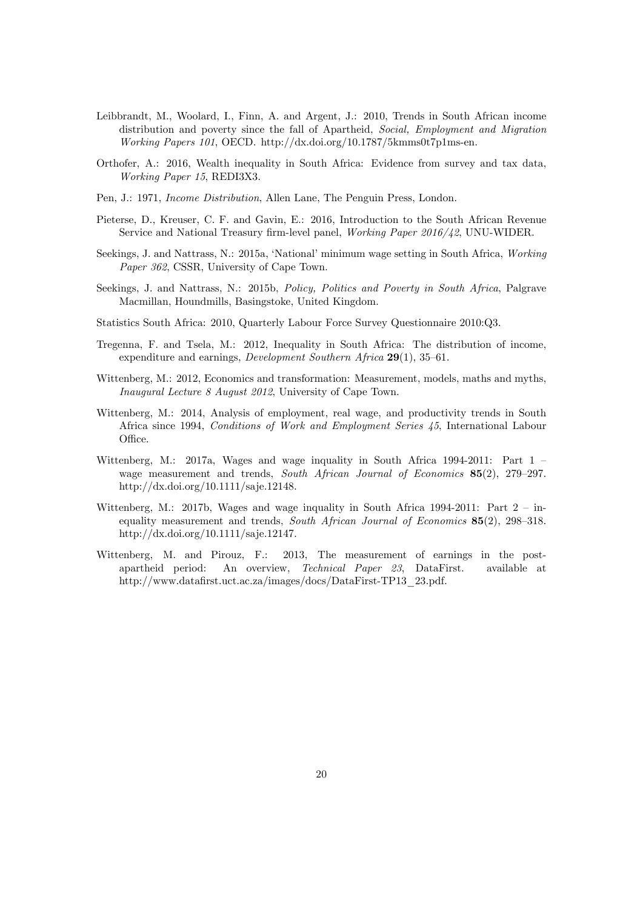Leibbrandt, M., Woolard, I., Finn, A. and Argent, J.: 2010, Trends in South African income distribution and poverty since the fall of Apartheid, *Social, Employment and Migration Working Papers 101*, OECD. http://dx.doi.org/10.1787/5kmms0t7p1ms-en.

Orthofer, A.: 2016, Wealth inequality in South Africa: Evidence from survey and tax data, *Working Paper 15*, REDI3X3.

Pen, J.: 1971, *Income Distribution*, Allen Lane, The Penguin Press, London.

Pieterse, D., Kreuser, C. F. and Gavin, E.: 2016, Introduction to the South African Revenue Service and National Treasury firm-level panel, *Working Paper 2016/42*, UNU-WIDER.

Seekings, J. and Nattrass, N.: 2015a, 'National' minimum wage setting in South Africa, *Working Paper 362*, CSSR, University of Cape Town.

Seekings, J. and Nattrass, N.: 2015b, *Policy, Politics and Poverty in South Africa*, Palgrave Macmillan, Houndmills, Basingstoke, United Kingdom.

Statistics South Africa: 2010, Quarterly Labour Force Survey Questionnaire 2010:Q3.

Tregenna, F. and Tsela, M.: 2012, Inequality in South Africa: The distribution of income, expenditure and earnings, *Development Southern Africa* **29**(1), 35–61.

Wittenberg, M.: 2012, Economics and transformation: Measurement, models, maths and myths, *Inaugural Lecture 8 August 2012*, University of Cape Town.

Wittenberg, M.: 2014, Analysis of employment, real wage, and productivity trends in South Africa since 1994, *Conditions of Work and Employment Series 45*, International Labour Office.

Wittenberg, M.: 2017a, Wages and wage inquality in South Africa 1994-2011: Part 1 – wage measurement and trends, *South African Journal of Economics* **85**(2), 279–297. http://dx.doi.org/10.1111/saje.12148.

Wittenberg, M.: 2017b, Wages and wage inquality in South Africa 1994-2011: Part 2 – inequality measurement and trends, *South African Journal of Economics* **85**(2), 298–318. http://dx.doi.org/10.1111/saje.12147.

Wittenberg, M. and Pirouz, F.: 2013, The measurement of earnings in the post-apartheid period: An overview, *Technical Paper 23*, DataFirst. available at http://www.datafirst.uct.ac.za/images/docs/DataFirst-TP13_23.pdf.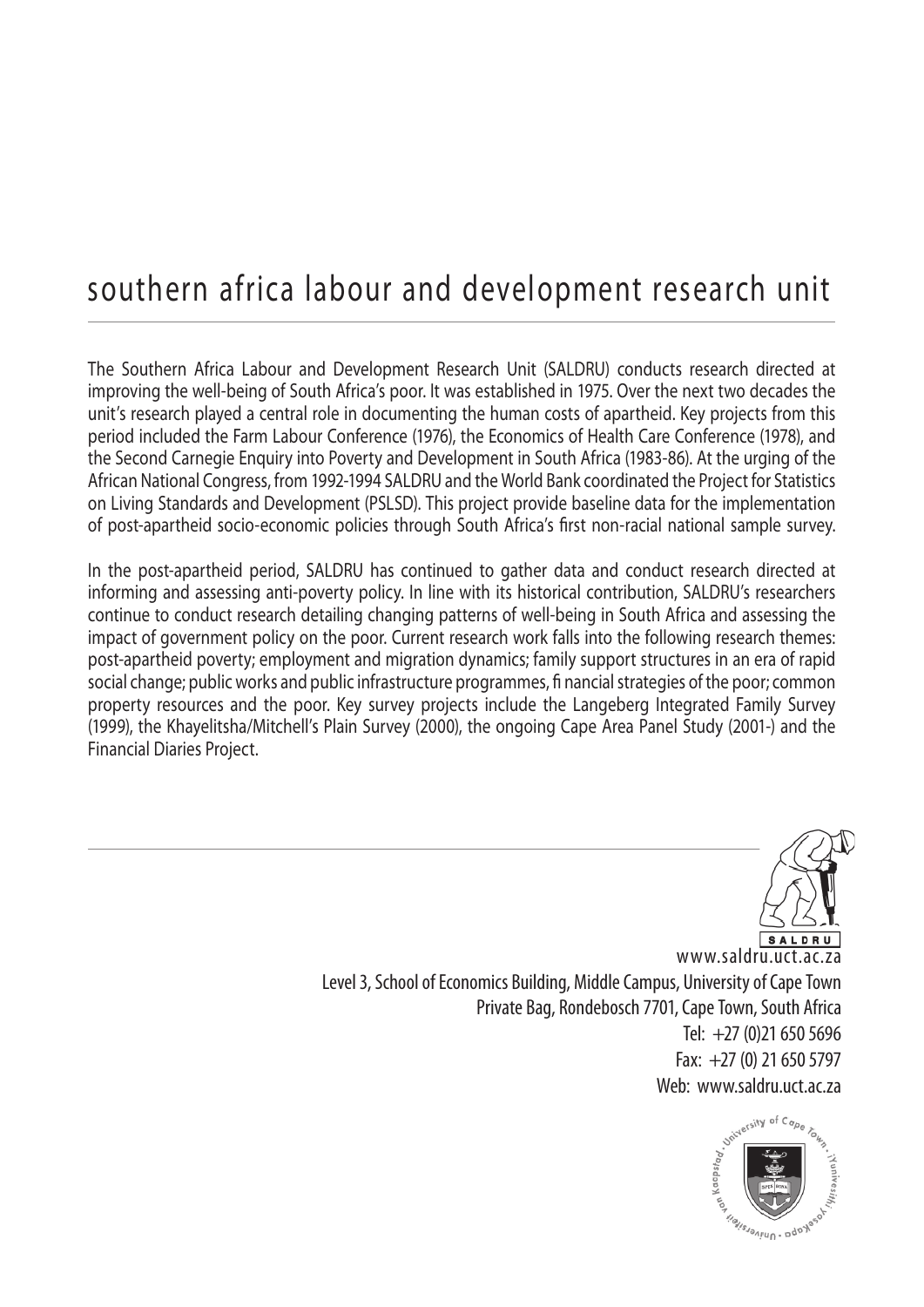# southern africa labour and development research unit

The Southern Africa Labour and Development Research Unit (SALDRU) conducts research directed at improving the well-being of South Africa's poor. It was established in 1975. Over the next two decades the unit's research played a central role in documenting the human costs of apartheid. Key projects from this period included the Farm Labour Conference (1976), the Economics of Health Care Conference (1978), and the Second Carnegie Enquiry into Poverty and Development in South Africa (1983-86). At the urging of the African National Congress, from 1992-1994 SALDRU and the World Bank coordinated the Project for Statistics on Living Standards and Development (PSLSD). This project provide baseline data for the implementation of post-apartheid socio-economic policies through South Africa's first non-racial national sample survey.

In the post-apartheid period, SALDRU has continued to gather data and conduct research directed at informing and assessing anti-poverty policy. In line with its historical contribution, SALDRU's researchers continue to conduct research detailing changing patterns of well-being in South Africa and assessing the impact of government policy on the poor. Current research work falls into the following research themes: post-apartheid poverty; employment and migration dynamics; family support structures in an era of rapid social change; public works and public infrastructure programmes, financial strategies of the poor; common property resources and the poor. Key survey projects include the Langeberg Integrated Family Survey (1999), the Khayelitsha/Mitchell's Plain Survey (2000), the ongoing Cape Area Panel Study (2001-) and the Financial Diaries Project.

SALDRU

www.saldru.uct.ac.za

Level 3, School of Economics Building, Middle Campus, University of Cape Town
Private Bag, Rondebosch 7701, Cape Town, South Africa
Tel: +27 (0)21 650 5696
Fax: +27 (0) 21 650 5797
Web: www.saldru.uct.ac.za